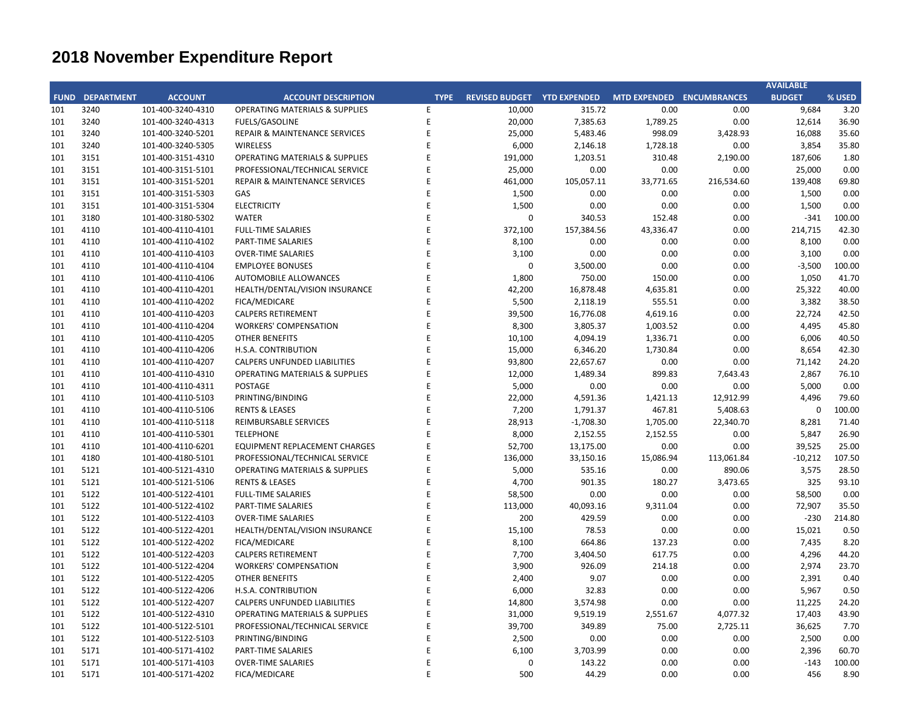# 2018 November Expenditure Report

| FUND | DEPARTMENT | ACCOUNT | ACCOUNT DESCRIPTION | TYPE | REVISED BUDGET | YTD EXPENDED | MTD EXPENDED | ENCUMBRANCES | AVAILABLE BUDGET | % USED |
|---|---|---|---|---|---|---|---|---|---|---|
| 101 | 3240 | 101-400-3240-4310 | OPERATING MATERIALS & SUPPLIES | E | 10,000 | 315.72 | 0.00 | 0.00 | 9,684 | 3.20 |
| 101 | 3240 | 101-400-3240-4313 | FUELS/GASOLINE | E | 20,000 | 7,385.63 | 1,789.25 | 0.00 | 12,614 | 36.90 |
| 101 | 3240 | 101-400-3240-5201 | REPAIR & MAINTENANCE SERVICES | E | 25,000 | 5,483.46 | 998.09 | 3,428.93 | 16,088 | 35.60 |
| 101 | 3240 | 101-400-3240-5305 | WIRELESS | E | 6,000 | 2,146.18 | 1,728.18 | 0.00 | 3,854 | 35.80 |
| 101 | 3151 | 101-400-3151-4310 | OPERATING MATERIALS & SUPPLIES | E | 191,000 | 1,203.51 | 310.48 | 2,190.00 | 187,606 | 1.80 |
| 101 | 3151 | 101-400-3151-5101 | PROFESSIONAL/TECHNICAL SERVICE | E | 25,000 | 0.00 | 0.00 | 0.00 | 25,000 | 0.00 |
| 101 | 3151 | 101-400-3151-5201 | REPAIR & MAINTENANCE SERVICES | E | 461,000 | 105,057.11 | 33,771.65 | 216,534.60 | 139,408 | 69.80 |
| 101 | 3151 | 101-400-3151-5303 | GAS | E | 1,500 | 0.00 | 0.00 | 0.00 | 1,500 | 0.00 |
| 101 | 3151 | 101-400-3151-5304 | ELECTRICITY | E | 1,500 | 0.00 | 0.00 | 0.00 | 1,500 | 0.00 |
| 101 | 3180 | 101-400-3180-5302 | WATER | E | 0 | 340.53 | 152.48 | 0.00 | -341 | 100.00 |
| 101 | 4110 | 101-400-4110-4101 | FULL-TIME SALARIES | E | 372,100 | 157,384.56 | 43,336.47 | 0.00 | 214,715 | 42.30 |
| 101 | 4110 | 101-400-4110-4102 | PART-TIME SALARIES | E | 8,100 | 0.00 | 0.00 | 0.00 | 8,100 | 0.00 |
| 101 | 4110 | 101-400-4110-4103 | OVER-TIME SALARIES | E | 3,100 | 0.00 | 0.00 | 0.00 | 3,100 | 0.00 |
| 101 | 4110 | 101-400-4110-4104 | EMPLOYEE BONUSES | E | 0 | 3,500.00 | 0.00 | 0.00 | -3,500 | 100.00 |
| 101 | 4110 | 101-400-4110-4106 | AUTOMOBILE ALLOWANCES | E | 1,800 | 750.00 | 150.00 | 0.00 | 1,050 | 41.70 |
| 101 | 4110 | 101-400-4110-4201 | HEALTH/DENTAL/VISION INSURANCE | E | 42,200 | 16,878.48 | 4,635.81 | 0.00 | 25,322 | 40.00 |
| 101 | 4110 | 101-400-4110-4202 | FICA/MEDICARE | E | 5,500 | 2,118.19 | 555.51 | 0.00 | 3,382 | 38.50 |
| 101 | 4110 | 101-400-4110-4203 | CALPERS RETIREMENT | E | 39,500 | 16,776.08 | 4,619.16 | 0.00 | 22,724 | 42.50 |
| 101 | 4110 | 101-400-4110-4204 | WORKERS' COMPENSATION | E | 8,300 | 3,805.37 | 1,003.52 | 0.00 | 4,495 | 45.80 |
| 101 | 4110 | 101-400-4110-4205 | OTHER BENEFITS | E | 10,100 | 4,094.19 | 1,336.71 | 0.00 | 6,006 | 40.50 |
| 101 | 4110 | 101-400-4110-4206 | H.S.A. CONTRIBUTION | E | 15,000 | 6,346.20 | 1,730.84 | 0.00 | 8,654 | 42.30 |
| 101 | 4110 | 101-400-4110-4207 | CALPERS UNFUNDED LIABILITIES | E | 93,800 | 22,657.67 | 0.00 | 0.00 | 71,142 | 24.20 |
| 101 | 4110 | 101-400-4110-4310 | OPERATING MATERIALS & SUPPLIES | E | 12,000 | 1,489.34 | 899.83 | 7,643.43 | 2,867 | 76.10 |
| 101 | 4110 | 101-400-4110-4311 | POSTAGE | E | 5,000 | 0.00 | 0.00 | 0.00 | 5,000 | 0.00 |
| 101 | 4110 | 101-400-4110-5103 | PRINTING/BINDING | E | 22,000 | 4,591.36 | 1,421.13 | 12,912.99 | 4,496 | 79.60 |
| 101 | 4110 | 101-400-4110-5106 | RENTS & LEASES | E | 7,200 | 1,791.37 | 467.81 | 5,408.63 | 0 | 100.00 |
| 101 | 4110 | 101-400-4110-5118 | REIMBURSABLE SERVICES | E | 28,913 | -1,708.30 | 1,705.00 | 22,340.70 | 8,281 | 71.40 |
| 101 | 4110 | 101-400-4110-5301 | TELEPHONE | E | 8,000 | 2,152.55 | 2,152.55 | 0.00 | 5,847 | 26.90 |
| 101 | 4110 | 101-400-4110-6201 | EQUIPMENT REPLACEMENT CHARGES | E | 52,700 | 13,175.00 | 0.00 | 0.00 | 39,525 | 25.00 |
| 101 | 4180 | 101-400-4180-5101 | PROFESSIONAL/TECHNICAL SERVICE | E | 136,000 | 33,150.16 | 15,086.94 | 113,061.84 | -10,212 | 107.50 |
| 101 | 5121 | 101-400-5121-4310 | OPERATING MATERIALS & SUPPLIES | E | 5,000 | 535.16 | 0.00 | 890.06 | 3,575 | 28.50 |
| 101 | 5121 | 101-400-5121-5106 | RENTS & LEASES | E | 4,700 | 901.35 | 180.27 | 3,473.65 | 325 | 93.10 |
| 101 | 5122 | 101-400-5122-4101 | FULL-TIME SALARIES | E | 58,500 | 0.00 | 0.00 | 0.00 | 58,500 | 0.00 |
| 101 | 5122 | 101-400-5122-4102 | PART-TIME SALARIES | E | 113,000 | 40,093.16 | 9,311.04 | 0.00 | 72,907 | 35.50 |
| 101 | 5122 | 101-400-5122-4103 | OVER-TIME SALARIES | E | 200 | 429.59 | 0.00 | 0.00 | -230 | 214.80 |
| 101 | 5122 | 101-400-5122-4201 | HEALTH/DENTAL/VISION INSURANCE | E | 15,100 | 78.53 | 0.00 | 0.00 | 15,021 | 0.50 |
| 101 | 5122 | 101-400-5122-4202 | FICA/MEDICARE | E | 8,100 | 664.86 | 137.23 | 0.00 | 7,435 | 8.20 |
| 101 | 5122 | 101-400-5122-4203 | CALPERS RETIREMENT | E | 7,700 | 3,404.50 | 617.75 | 0.00 | 4,296 | 44.20 |
| 101 | 5122 | 101-400-5122-4204 | WORKERS' COMPENSATION | E | 3,900 | 926.09 | 214.18 | 0.00 | 2,974 | 23.70 |
| 101 | 5122 | 101-400-5122-4205 | OTHER BENEFITS | E | 2,400 | 9.07 | 0.00 | 0.00 | 2,391 | 0.40 |
| 101 | 5122 | 101-400-5122-4206 | H.S.A. CONTRIBUTION | E | 6,000 | 32.83 | 0.00 | 0.00 | 5,967 | 0.50 |
| 101 | 5122 | 101-400-5122-4207 | CALPERS UNFUNDED LIABILITIES | E | 14,800 | 3,574.98 | 0.00 | 0.00 | 11,225 | 24.20 |
| 101 | 5122 | 101-400-5122-4310 | OPERATING MATERIALS & SUPPLIES | E | 31,000 | 9,519.19 | 2,551.67 | 4,077.32 | 17,403 | 43.90 |
| 101 | 5122 | 101-400-5122-5101 | PROFESSIONAL/TECHNICAL SERVICE | E | 39,700 | 349.89 | 75.00 | 2,725.11 | 36,625 | 7.70 |
| 101 | 5122 | 101-400-5122-5103 | PRINTING/BINDING | E | 2,500 | 0.00 | 0.00 | 0.00 | 2,500 | 0.00 |
| 101 | 5171 | 101-400-5171-4102 | PART-TIME SALARIES | E | 6,100 | 3,703.99 | 0.00 | 0.00 | 2,396 | 60.70 |
| 101 | 5171 | 101-400-5171-4103 | OVER-TIME SALARIES | E | 0 | 143.22 | 0.00 | 0.00 | -143 | 100.00 |
| 101 | 5171 | 101-400-5171-4202 | FICA/MEDICARE | E | 500 | 44.29 | 0.00 | 0.00 | 456 | 8.90 |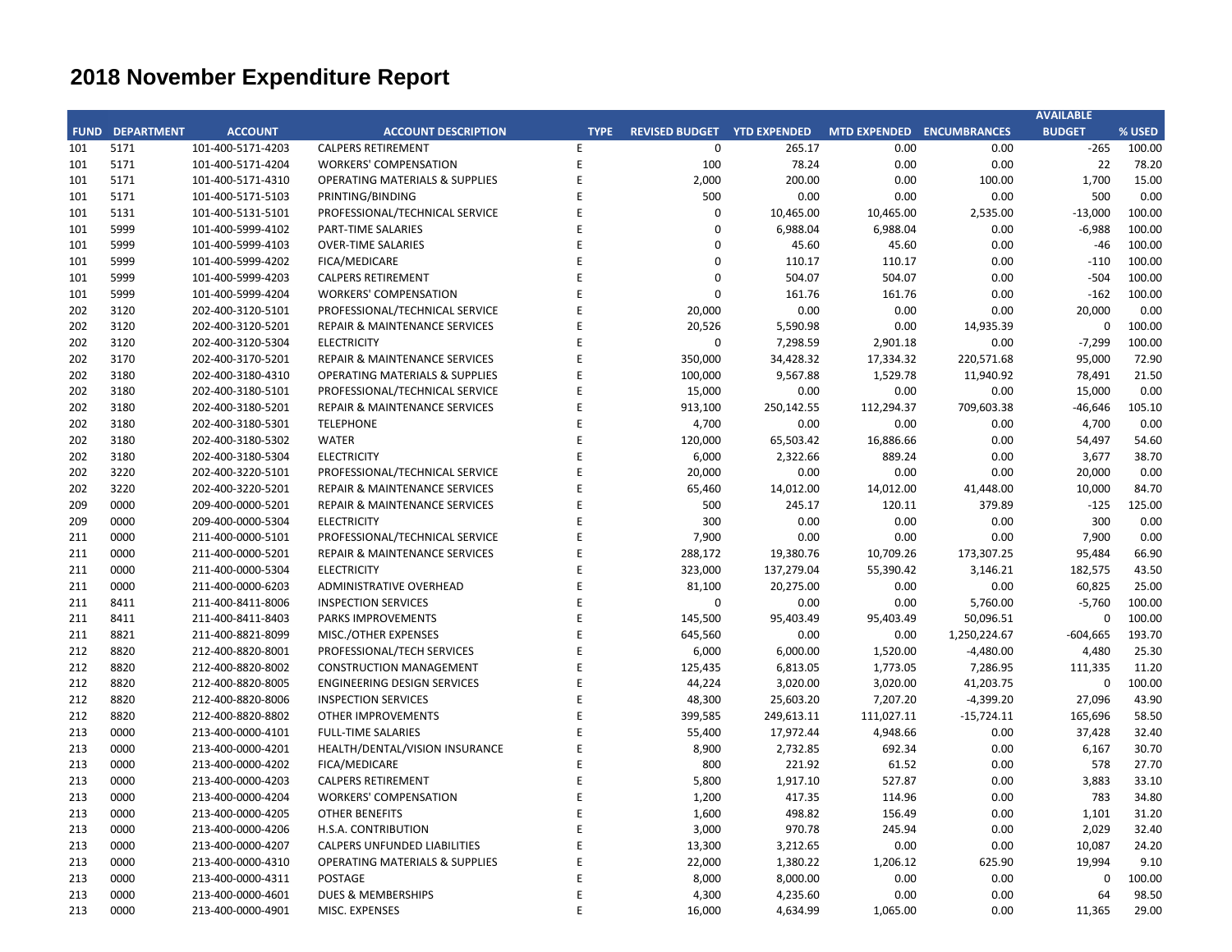# 2018 November Expenditure Report

| FUND | DEPARTMENT | ACCOUNT | ACCOUNT DESCRIPTION | TYPE | REVISED BUDGET | YTD EXPENDED | MTD EXPENDED | ENCUMBRANCES | AVAILABLE BUDGET | % USED |
|---|---|---|---|---|---|---|---|---|---|---|
| 101 | 5171 | 101-400-5171-4203 | CALPERS RETIREMENT | E | 0 | 265.17 | 0.00 | 0.00 | -265 | 100.00 |
| 101 | 5171 | 101-400-5171-4204 | WORKERS' COMPENSATION | E | 100 | 78.24 | 0.00 | 0.00 | 22 | 78.20 |
| 101 | 5171 | 101-400-5171-4310 | OPERATING MATERIALS & SUPPLIES | E | 2,000 | 200.00 | 0.00 | 100.00 | 1,700 | 15.00 |
| 101 | 5171 | 101-400-5171-5103 | PRINTING/BINDING | E | 500 | 0.00 | 0.00 | 0.00 | 500 | 0.00 |
| 101 | 5131 | 101-400-5131-5101 | PROFESSIONAL/TECHNICAL SERVICE | E | 0 | 10,465.00 | 10,465.00 | 2,535.00 | -13,000 | 100.00 |
| 101 | 5999 | 101-400-5999-4102 | PART-TIME SALARIES | E | 0 | 6,988.04 | 6,988.04 | 0.00 | -6,988 | 100.00 |
| 101 | 5999 | 101-400-5999-4103 | OVER-TIME SALARIES | E | 0 | 45.60 | 45.60 | 0.00 | -46 | 100.00 |
| 101 | 5999 | 101-400-5999-4202 | FICA/MEDICARE | E | 0 | 110.17 | 110.17 | 0.00 | -110 | 100.00 |
| 101 | 5999 | 101-400-5999-4203 | CALPERS RETIREMENT | E | 0 | 504.07 | 504.07 | 0.00 | -504 | 100.00 |
| 101 | 5999 | 101-400-5999-4204 | WORKERS' COMPENSATION | E | 0 | 161.76 | 161.76 | 0.00 | -162 | 100.00 |
| 202 | 3120 | 202-400-3120-5101 | PROFESSIONAL/TECHNICAL SERVICE | E | 20,000 | 0.00 | 0.00 | 0.00 | 20,000 | 0.00 |
| 202 | 3120 | 202-400-3120-5201 | REPAIR & MAINTENANCE SERVICES | E | 20,526 | 5,590.98 | 0.00 | 14,935.39 | 0 | 100.00 |
| 202 | 3120 | 202-400-3120-5304 | ELECTRICITY | E | 0 | 7,298.59 | 2,901.18 | 0.00 | -7,299 | 100.00 |
| 202 | 3170 | 202-400-3170-5201 | REPAIR & MAINTENANCE SERVICES | E | 350,000 | 34,428.32 | 17,334.32 | 220,571.68 | 95,000 | 72.90 |
| 202 | 3180 | 202-400-3180-4310 | OPERATING MATERIALS & SUPPLIES | E | 100,000 | 9,567.88 | 1,529.78 | 11,940.92 | 78,491 | 21.50 |
| 202 | 3180 | 202-400-3180-5101 | PROFESSIONAL/TECHNICAL SERVICE | E | 15,000 | 0.00 | 0.00 | 0.00 | 15,000 | 0.00 |
| 202 | 3180 | 202-400-3180-5201 | REPAIR & MAINTENANCE SERVICES | E | 913,100 | 250,142.55 | 112,294.37 | 709,603.38 | -46,646 | 105.10 |
| 202 | 3180 | 202-400-3180-5301 | TELEPHONE | E | 4,700 | 0.00 | 0.00 | 0.00 | 4,700 | 0.00 |
| 202 | 3180 | 202-400-3180-5302 | WATER | E | 120,000 | 65,503.42 | 16,886.66 | 0.00 | 54,497 | 54.60 |
| 202 | 3180 | 202-400-3180-5304 | ELECTRICITY | E | 6,000 | 2,322.66 | 889.24 | 0.00 | 3,677 | 38.70 |
| 202 | 3220 | 202-400-3220-5101 | PROFESSIONAL/TECHNICAL SERVICE | E | 20,000 | 0.00 | 0.00 | 0.00 | 20,000 | 0.00 |
| 202 | 3220 | 202-400-3220-5201 | REPAIR & MAINTENANCE SERVICES | E | 65,460 | 14,012.00 | 14,012.00 | 41,448.00 | 10,000 | 84.70 |
| 209 | 0000 | 209-400-0000-5201 | REPAIR & MAINTENANCE SERVICES | E | 500 | 245.17 | 120.11 | 379.89 | -125 | 125.00 |
| 209 | 0000 | 209-400-0000-5304 | ELECTRICITY | E | 300 | 0.00 | 0.00 | 0.00 | 300 | 0.00 |
| 211 | 0000 | 211-400-0000-5101 | PROFESSIONAL/TECHNICAL SERVICE | E | 7,900 | 0.00 | 0.00 | 0.00 | 7,900 | 0.00 |
| 211 | 0000 | 211-400-0000-5201 | REPAIR & MAINTENANCE SERVICES | E | 288,172 | 19,380.76 | 10,709.26 | 173,307.25 | 95,484 | 66.90 |
| 211 | 0000 | 211-400-0000-5304 | ELECTRICITY | E | 323,000 | 137,279.04 | 55,390.42 | 3,146.21 | 182,575 | 43.50 |
| 211 | 0000 | 211-400-0000-6203 | ADMINISTRATIVE OVERHEAD | E | 81,100 | 20,275.00 | 0.00 | 0.00 | 60,825 | 25.00 |
| 211 | 8411 | 211-400-8411-8006 | INSPECTION SERVICES | E | 0 | 0.00 | 0.00 | 5,760.00 | -5,760 | 100.00 |
| 211 | 8411 | 211-400-8411-8403 | PARKS IMPROVEMENTS | E | 145,500 | 95,403.49 | 95,403.49 | 50,096.51 | 0 | 100.00 |
| 211 | 8821 | 211-400-8821-8099 | MISC./OTHER EXPENSES | E | 645,560 | 0.00 | 0.00 | 1,250,224.67 | -604,665 | 193.70 |
| 212 | 8820 | 212-400-8820-8001 | PROFESSIONAL/TECH SERVICES | E | 6,000 | 6,000.00 | 1,520.00 | -4,480.00 | 4,480 | 25.30 |
| 212 | 8820 | 212-400-8820-8002 | CONSTRUCTION MANAGEMENT | E | 125,435 | 6,813.05 | 1,773.05 | 7,286.95 | 111,335 | 11.20 |
| 212 | 8820 | 212-400-8820-8005 | ENGINEERING DESIGN SERVICES | E | 44,224 | 3,020.00 | 3,020.00 | 41,203.75 | 0 | 100.00 |
| 212 | 8820 | 212-400-8820-8006 | INSPECTION SERVICES | E | 48,300 | 25,603.20 | 7,207.20 | -4,399.20 | 27,096 | 43.90 |
| 212 | 8820 | 212-400-8820-8802 | OTHER IMPROVEMENTS | E | 399,585 | 249,613.11 | 111,027.11 | -15,724.11 | 165,696 | 58.50 |
| 213 | 0000 | 213-400-0000-4101 | FULL-TIME SALARIES | E | 55,400 | 17,972.44 | 4,948.66 | 0.00 | 37,428 | 32.40 |
| 213 | 0000 | 213-400-0000-4201 | HEALTH/DENTAL/VISION INSURANCE | E | 8,900 | 2,732.85 | 692.34 | 0.00 | 6,167 | 30.70 |
| 213 | 0000 | 213-400-0000-4202 | FICA/MEDICARE | E | 800 | 221.92 | 61.52 | 0.00 | 578 | 27.70 |
| 213 | 0000 | 213-400-0000-4203 | CALPERS RETIREMENT | E | 5,800 | 1,917.10 | 527.87 | 0.00 | 3,883 | 33.10 |
| 213 | 0000 | 213-400-0000-4204 | WORKERS' COMPENSATION | E | 1,200 | 417.35 | 114.96 | 0.00 | 783 | 34.80 |
| 213 | 0000 | 213-400-0000-4205 | OTHER BENEFITS | E | 1,600 | 498.82 | 156.49 | 0.00 | 1,101 | 31.20 |
| 213 | 0000 | 213-400-0000-4206 | H.S.A. CONTRIBUTION | E | 3,000 | 970.78 | 245.94 | 0.00 | 2,029 | 32.40 |
| 213 | 0000 | 213-400-0000-4207 | CALPERS UNFUNDED LIABILITIES | E | 13,300 | 3,212.65 | 0.00 | 0.00 | 10,087 | 24.20 |
| 213 | 0000 | 213-400-0000-4310 | OPERATING MATERIALS & SUPPLIES | E | 22,000 | 1,380.22 | 1,206.12 | 625.90 | 19,994 | 9.10 |
| 213 | 0000 | 213-400-0000-4311 | POSTAGE | E | 8,000 | 8,000.00 | 0.00 | 0.00 | 0 | 100.00 |
| 213 | 0000 | 213-400-0000-4601 | DUES & MEMBERSHIPS | E | 4,300 | 4,235.60 | 0.00 | 0.00 | 64 | 98.50 |
| 213 | 0000 | 213-400-0000-4901 | MISC. EXPENSES | E | 16,000 | 4,634.99 | 1,065.00 | 0.00 | 11,365 | 29.00 |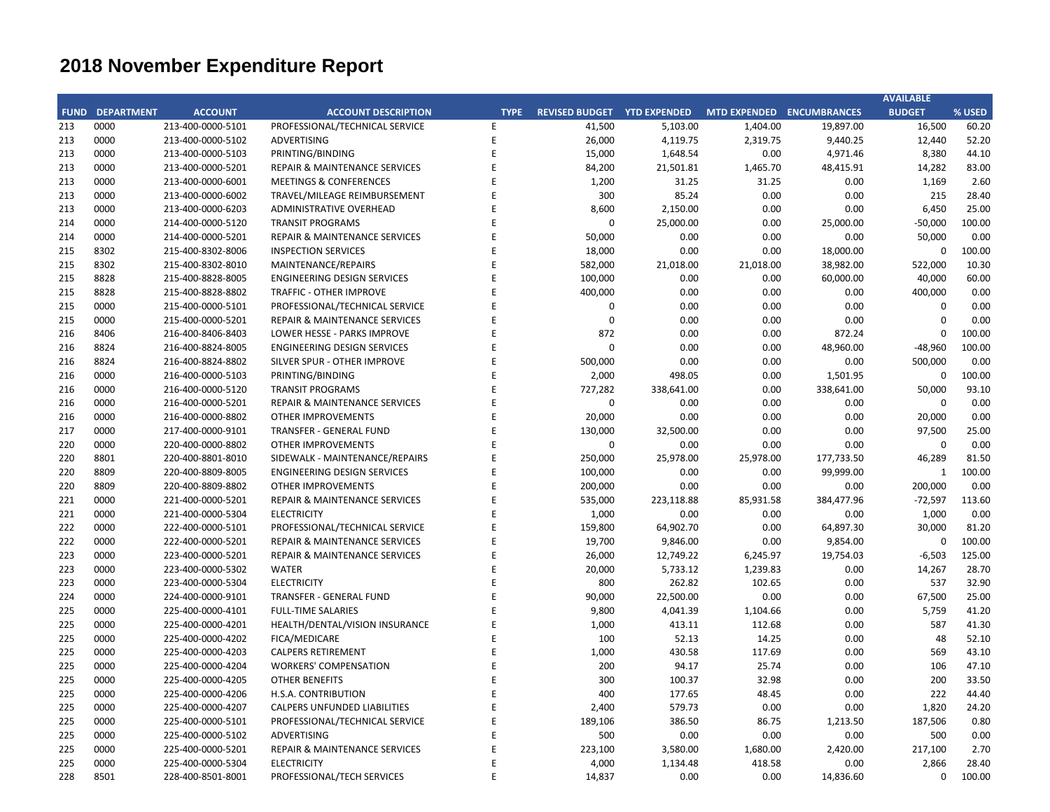# 2018 November Expenditure Report

| FUND | DEPARTMENT | ACCOUNT | ACCOUNT DESCRIPTION | TYPE | REVISED BUDGET | YTD EXPENDED | MTD EXPENDED | ENCUMBRANCES | AVAILABLE BUDGET | % USED |
|---|---|---|---|---|---|---|---|---|---|---|
| 213 | 0000 | 213-400-0000-5101 | PROFESSIONAL/TECHNICAL SERVICE | E | 41,500 | 5,103.00 | 1,404.00 | 19,897.00 | 16,500 | 60.20 |
| 213 | 0000 | 213-400-0000-5102 | ADVERTISING | E | 26,000 | 4,119.75 | 2,319.75 | 9,440.25 | 12,440 | 52.20 |
| 213 | 0000 | 213-400-0000-5103 | PRINTING/BINDING | E | 15,000 | 1,648.54 | 0.00 | 4,971.46 | 8,380 | 44.10 |
| 213 | 0000 | 213-400-0000-5201 | REPAIR & MAINTENANCE SERVICES | E | 84,200 | 21,501.81 | 1,465.70 | 48,415.91 | 14,282 | 83.00 |
| 213 | 0000 | 213-400-0000-6001 | MEETINGS & CONFERENCES | E | 1,200 | 31.25 | 31.25 | 0.00 | 1,169 | 2.60 |
| 213 | 0000 | 213-400-0000-6002 | TRAVEL/MILEAGE REIMBURSEMENT | E | 300 | 85.24 | 0.00 | 0.00 | 215 | 28.40 |
| 213 | 0000 | 213-400-0000-6203 | ADMINISTRATIVE OVERHEAD | E | 8,600 | 2,150.00 | 0.00 | 0.00 | 6,450 | 25.00 |
| 214 | 0000 | 214-400-0000-5120 | TRANSIT PROGRAMS | E | 0 | 25,000.00 | 0.00 | 25,000.00 | -50,000 | 100.00 |
| 214 | 0000 | 214-400-0000-5201 | REPAIR & MAINTENANCE SERVICES | E | 50,000 | 0.00 | 0.00 | 0.00 | 50,000 | 0.00 |
| 215 | 8302 | 215-400-8302-8006 | INSPECTION SERVICES | E | 18,000 | 0.00 | 0.00 | 18,000.00 | 0 | 100.00 |
| 215 | 8302 | 215-400-8302-8010 | MAINTENANCE/REPAIRS | E | 582,000 | 21,018.00 | 21,018.00 | 38,982.00 | 522,000 | 10.30 |
| 215 | 8828 | 215-400-8828-8005 | ENGINEERING DESIGN SERVICES | E | 100,000 | 0.00 | 0.00 | 60,000.00 | 40,000 | 60.00 |
| 215 | 8828 | 215-400-8828-8802 | TRAFFIC - OTHER IMPROVE | E | 400,000 | 0.00 | 0.00 | 0.00 | 400,000 | 0.00 |
| 215 | 0000 | 215-400-0000-5101 | PROFESSIONAL/TECHNICAL SERVICE | E | 0 | 0.00 | 0.00 | 0.00 | 0 | 0.00 |
| 215 | 0000 | 215-400-0000-5201 | REPAIR & MAINTENANCE SERVICES | E | 0 | 0.00 | 0.00 | 0.00 | 0 | 0.00 |
| 216 | 8406 | 216-400-8406-8403 | LOWER HESSE - PARKS IMPROVE | E | 872 | 0.00 | 0.00 | 872.24 | 0 | 100.00 |
| 216 | 8824 | 216-400-8824-8005 | ENGINEERING DESIGN SERVICES | E | 0 | 0.00 | 0.00 | 48,960.00 | -48,960 | 100.00 |
| 216 | 8824 | 216-400-8824-8802 | SILVER SPUR - OTHER IMPROVE | E | 500,000 | 0.00 | 0.00 | 0.00 | 500,000 | 0.00 |
| 216 | 0000 | 216-400-0000-5103 | PRINTING/BINDING | E | 2,000 | 498.05 | 0.00 | 1,501.95 | 0 | 100.00 |
| 216 | 0000 | 216-400-0000-5120 | TRANSIT PROGRAMS | E | 727,282 | 338,641.00 | 0.00 | 338,641.00 | 50,000 | 93.10 |
| 216 | 0000 | 216-400-0000-5201 | REPAIR & MAINTENANCE SERVICES | E | 0 | 0.00 | 0.00 | 0.00 | 0 | 0.00 |
| 216 | 0000 | 216-400-0000-8802 | OTHER IMPROVEMENTS | E | 20,000 | 0.00 | 0.00 | 0.00 | 20,000 | 0.00 |
| 217 | 0000 | 217-400-0000-9101 | TRANSFER - GENERAL FUND | E | 130,000 | 32,500.00 | 0.00 | 0.00 | 97,500 | 25.00 |
| 220 | 0000 | 220-400-0000-8802 | OTHER IMPROVEMENTS | E | 0 | 0.00 | 0.00 | 0.00 | 0 | 0.00 |
| 220 | 8801 | 220-400-8801-8010 | SIDEWALK - MAINTENANCE/REPAIRS | E | 250,000 | 25,978.00 | 25,978.00 | 177,733.50 | 46,289 | 81.50 |
| 220 | 8809 | 220-400-8809-8005 | ENGINEERING DESIGN SERVICES | E | 100,000 | 0.00 | 0.00 | 99,999.00 | 1 | 100.00 |
| 220 | 8809 | 220-400-8809-8802 | OTHER IMPROVEMENTS | E | 200,000 | 0.00 | 0.00 | 0.00 | 200,000 | 0.00 |
| 221 | 0000 | 221-400-0000-5201 | REPAIR & MAINTENANCE SERVICES | E | 535,000 | 223,118.88 | 85,931.58 | 384,477.96 | -72,597 | 113.60 |
| 221 | 0000 | 221-400-0000-5304 | ELECTRICITY | E | 1,000 | 0.00 | 0.00 | 0.00 | 1,000 | 0.00 |
| 222 | 0000 | 222-400-0000-5101 | PROFESSIONAL/TECHNICAL SERVICE | E | 159,800 | 64,902.70 | 0.00 | 64,897.30 | 30,000 | 81.20 |
| 222 | 0000 | 222-400-0000-5201 | REPAIR & MAINTENANCE SERVICES | E | 19,700 | 9,846.00 | 0.00 | 9,854.00 | 0 | 100.00 |
| 223 | 0000 | 223-400-0000-5201 | REPAIR & MAINTENANCE SERVICES | E | 26,000 | 12,749.22 | 6,245.97 | 19,754.03 | -6,503 | 125.00 |
| 223 | 0000 | 223-400-0000-5302 | WATER | E | 20,000 | 5,733.12 | 1,239.83 | 0.00 | 14,267 | 28.70 |
| 223 | 0000 | 223-400-0000-5304 | ELECTRICITY | E | 800 | 262.82 | 102.65 | 0.00 | 537 | 32.90 |
| 224 | 0000 | 224-400-0000-9101 | TRANSFER - GENERAL FUND | E | 90,000 | 22,500.00 | 0.00 | 0.00 | 67,500 | 25.00 |
| 225 | 0000 | 225-400-0000-4101 | FULL-TIME SALARIES | E | 9,800 | 4,041.39 | 1,104.66 | 0.00 | 5,759 | 41.20 |
| 225 | 0000 | 225-400-0000-4201 | HEALTH/DENTAL/VISION INSURANCE | E | 1,000 | 413.11 | 112.68 | 0.00 | 587 | 41.30 |
| 225 | 0000 | 225-400-0000-4202 | FICA/MEDICARE | E | 100 | 52.13 | 14.25 | 0.00 | 48 | 52.10 |
| 225 | 0000 | 225-400-0000-4203 | CALPERS RETIREMENT | E | 1,000 | 430.58 | 117.69 | 0.00 | 569 | 43.10 |
| 225 | 0000 | 225-400-0000-4204 | WORKERS' COMPENSATION | E | 200 | 94.17 | 25.74 | 0.00 | 106 | 47.10 |
| 225 | 0000 | 225-400-0000-4205 | OTHER BENEFITS | E | 300 | 100.37 | 32.98 | 0.00 | 200 | 33.50 |
| 225 | 0000 | 225-400-0000-4206 | H.S.A. CONTRIBUTION | E | 400 | 177.65 | 48.45 | 0.00 | 222 | 44.40 |
| 225 | 0000 | 225-400-0000-4207 | CALPERS UNFUNDED LIABILITIES | E | 2,400 | 579.73 | 0.00 | 0.00 | 1,820 | 24.20 |
| 225 | 0000 | 225-400-0000-5101 | PROFESSIONAL/TECHNICAL SERVICE | E | 189,106 | 386.50 | 86.75 | 1,213.50 | 187,506 | 0.80 |
| 225 | 0000 | 225-400-0000-5102 | ADVERTISING | E | 500 | 0.00 | 0.00 | 0.00 | 500 | 0.00 |
| 225 | 0000 | 225-400-0000-5201 | REPAIR & MAINTENANCE SERVICES | E | 223,100 | 3,580.00 | 1,680.00 | 2,420.00 | 217,100 | 2.70 |
| 225 | 0000 | 225-400-0000-5304 | ELECTRICITY | E | 4,000 | 1,134.48 | 418.58 | 0.00 | 2,866 | 28.40 |
| 228 | 8501 | 228-400-8501-8001 | PROFESSIONAL/TECH SERVICES | E | 14,837 | 0.00 | 0.00 | 14,836.60 | 0 | 100.00 |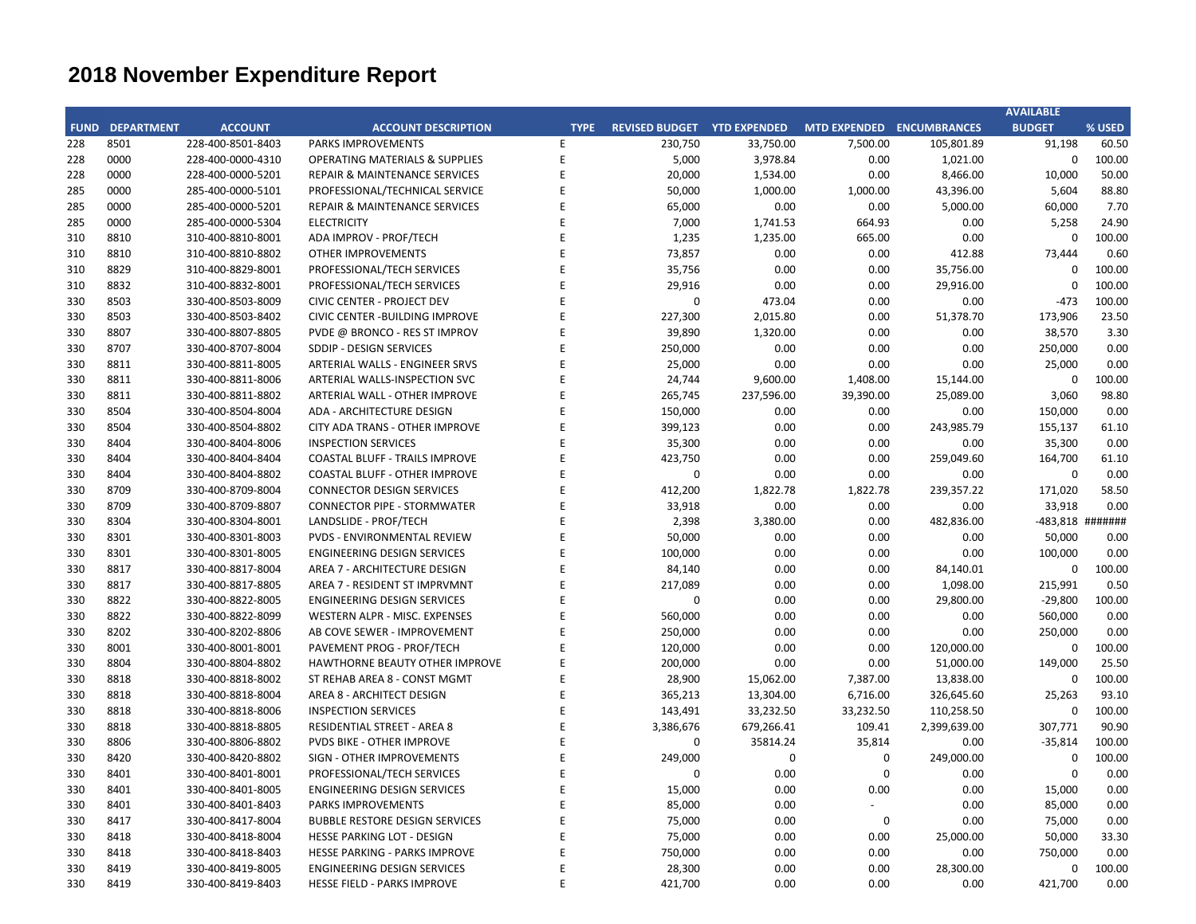# 2018 November Expenditure Report

| FUND | DEPARTMENT | ACCOUNT | ACCOUNT DESCRIPTION | TYPE | REVISED BUDGET | YTD EXPENDED | MTD EXPENDED | ENCUMBRANCES | AVAILABLE BUDGET | % USED |
|---|---|---|---|---|---|---|---|---|---|---|
| 228 | 8501 | 228-400-8501-8403 | PARKS IMPROVEMENTS | E | 230,750 | 33,750.00 | 7,500.00 | 105,801.89 | 91,198 | 60.50 |
| 228 | 0000 | 228-400-0000-4310 | OPERATING MATERIALS & SUPPLIES | E | 5,000 | 3,978.84 | 0.00 | 1,021.00 | 0 | 100.00 |
| 228 | 0000 | 228-400-0000-5201 | REPAIR & MAINTENANCE SERVICES | E | 20,000 | 1,534.00 | 0.00 | 8,466.00 | 10,000 | 50.00 |
| 285 | 0000 | 285-400-0000-5101 | PROFESSIONAL/TECHNICAL SERVICE | E | 50,000 | 1,000.00 | 1,000.00 | 43,396.00 | 5,604 | 88.80 |
| 285 | 0000 | 285-400-0000-5201 | REPAIR & MAINTENANCE SERVICES | E | 65,000 | 0.00 | 0.00 | 5,000.00 | 60,000 | 7.70 |
| 285 | 0000 | 285-400-0000-5304 | ELECTRICITY | E | 7,000 | 1,741.53 | 664.93 | 0.00 | 5,258 | 24.90 |
| 310 | 8810 | 310-400-8810-8001 | ADA IMPROV - PROF/TECH | E | 1,235 | 1,235.00 | 665.00 | 0.00 | 0 | 100.00 |
| 310 | 8810 | 310-400-8810-8802 | OTHER IMPROVEMENTS | E | 73,857 | 0.00 | 0.00 | 412.88 | 73,444 | 0.60 |
| 310 | 8829 | 310-400-8829-8001 | PROFESSIONAL/TECH SERVICES | E | 35,756 | 0.00 | 0.00 | 35,756.00 | 0 | 100.00 |
| 310 | 8832 | 310-400-8832-8001 | PROFESSIONAL/TECH SERVICES | E | 29,916 | 0.00 | 0.00 | 29,916.00 | 0 | 100.00 |
| 330 | 8503 | 330-400-8503-8009 | CIVIC CENTER - PROJECT DEV | E | 0 | 473.04 | 0.00 | 0.00 | -473 | 100.00 |
| 330 | 8503 | 330-400-8503-8402 | CIVIC CENTER -BUILDING IMPROVE | E | 227,300 | 2,015.80 | 0.00 | 51,378.70 | 173,906 | 23.50 |
| 330 | 8807 | 330-400-8807-8805 | PVDE @ BRONCO - RES ST IMPROV | E | 39,890 | 1,320.00 | 0.00 | 0.00 | 38,570 | 3.30 |
| 330 | 8707 | 330-400-8707-8004 | SDDIP - DESIGN SERVICES | E | 250,000 | 0.00 | 0.00 | 0.00 | 250,000 | 0.00 |
| 330 | 8811 | 330-400-8811-8005 | ARTERIAL WALLS - ENGINEER SRVS | E | 25,000 | 0.00 | 0.00 | 0.00 | 25,000 | 0.00 |
| 330 | 8811 | 330-400-8811-8006 | ARTERIAL WALLS-INSPECTION SVC | E | 24,744 | 9,600.00 | 1,408.00 | 15,144.00 | 0 | 100.00 |
| 330 | 8811 | 330-400-8811-8802 | ARTERIAL WALL - OTHER IMPROVE | E | 265,745 | 237,596.00 | 39,390.00 | 25,089.00 | 3,060 | 98.80 |
| 330 | 8504 | 330-400-8504-8004 | ADA - ARCHITECTURE DESIGN | E | 150,000 | 0.00 | 0.00 | 0.00 | 150,000 | 0.00 |
| 330 | 8504 | 330-400-8504-8802 | CITY ADA TRANS - OTHER IMPROVE | E | 399,123 | 0.00 | 0.00 | 243,985.79 | 155,137 | 61.10 |
| 330 | 8404 | 330-400-8404-8006 | INSPECTION SERVICES | E | 35,300 | 0.00 | 0.00 | 0.00 | 35,300 | 0.00 |
| 330 | 8404 | 330-400-8404-8404 | COASTAL BLUFF - TRAILS IMPROVE | E | 423,750 | 0.00 | 0.00 | 259,049.60 | 164,700 | 61.10 |
| 330 | 8404 | 330-400-8404-8802 | COASTAL BLUFF - OTHER IMPROVE | E | 0 | 0.00 | 0.00 | 0.00 | 0 | 0.00 |
| 330 | 8709 | 330-400-8709-8004 | CONNECTOR DESIGN SERVICES | E | 412,200 | 1,822.78 | 1,822.78 | 239,357.22 | 171,020 | 58.50 |
| 330 | 8709 | 330-400-8709-8807 | CONNECTOR PIPE - STORMWATER | E | 33,918 | 0.00 | 0.00 | 0.00 | 33,918 | 0.00 |
| 330 | 8304 | 330-400-8304-8001 | LANDSLIDE - PROF/TECH | E | 2,398 | 3,380.00 | 0.00 | 482,836.00 | -483,818 | ####### |
| 330 | 8301 | 330-400-8301-8003 | PVDS - ENVIRONMENTAL REVIEW | E | 50,000 | 0.00 | 0.00 | 0.00 | 50,000 | 0.00 |
| 330 | 8301 | 330-400-8301-8005 | ENGINEERING DESIGN SERVICES | E | 100,000 | 0.00 | 0.00 | 0.00 | 100,000 | 0.00 |
| 330 | 8817 | 330-400-8817-8004 | AREA 7 - ARCHITECTURE DESIGN | E | 84,140 | 0.00 | 0.00 | 84,140.01 | 0 | 100.00 |
| 330 | 8817 | 330-400-8817-8805 | AREA 7 - RESIDENT ST IMPRVMNT | E | 217,089 | 0.00 | 0.00 | 1,098.00 | 215,991 | 0.50 |
| 330 | 8822 | 330-400-8822-8005 | ENGINEERING DESIGN SERVICES | E | 0 | 0.00 | 0.00 | 29,800.00 | -29,800 | 100.00 |
| 330 | 8822 | 330-400-8822-8099 | WESTERN ALPR - MISC. EXPENSES | E | 560,000 | 0.00 | 0.00 | 0.00 | 560,000 | 0.00 |
| 330 | 8202 | 330-400-8202-8806 | AB COVE SEWER - IMPROVEMENT | E | 250,000 | 0.00 | 0.00 | 0.00 | 250,000 | 0.00 |
| 330 | 8001 | 330-400-8001-8001 | PAVEMENT PROG - PROF/TECH | E | 120,000 | 0.00 | 0.00 | 120,000.00 | 0 | 100.00 |
| 330 | 8804 | 330-400-8804-8802 | HAWTHORNE BEAUTY OTHER IMPROVE | E | 200,000 | 0.00 | 0.00 | 51,000.00 | 149,000 | 25.50 |
| 330 | 8818 | 330-400-8818-8002 | ST REHAB AREA 8 - CONST MGMT | E | 28,900 | 15,062.00 | 7,387.00 | 13,838.00 | 0 | 100.00 |
| 330 | 8818 | 330-400-8818-8004 | AREA 8 - ARCHITECT DESIGN | E | 365,213 | 13,304.00 | 6,716.00 | 326,645.60 | 25,263 | 93.10 |
| 330 | 8818 | 330-400-8818-8006 | INSPECTION SERVICES | E | 143,491 | 33,232.50 | 33,232.50 | 110,258.50 | 0 | 100.00 |
| 330 | 8818 | 330-400-8818-8805 | RESIDENTIAL STREET - AREA 8 | E | 3,386,676 | 679,266.41 | 109.41 | 2,399,639.00 | 307,771 | 90.90 |
| 330 | 8806 | 330-400-8806-8802 | PVDS BIKE - OTHER IMPROVE | E | 0 | 35814.24 | 35,814 | 0.00 | -35,814 | 100.00 |
| 330 | 8420 | 330-400-8420-8802 | SIGN - OTHER IMPROVEMENTS | E | 249,000 | 0 | 0 | 249,000.00 | 0 | 100.00 |
| 330 | 8401 | 330-400-8401-8001 | PROFESSIONAL/TECH SERVICES | E | 0 | 0.00 | 0 | 0.00 | 0 | 0.00 |
| 330 | 8401 | 330-400-8401-8005 | ENGINEERING DESIGN SERVICES | E | 15,000 | 0.00 | 0.00 | 0.00 | 15,000 | 0.00 |
| 330 | 8401 | 330-400-8401-8403 | PARKS IMPROVEMENTS | E | 85,000 | 0.00 | - | 0.00 | 85,000 | 0.00 |
| 330 | 8417 | 330-400-8417-8004 | BUBBLE RESTORE DESIGN SERVICES | E | 75,000 | 0.00 | 0 | 0.00 | 75,000 | 0.00 |
| 330 | 8418 | 330-400-8418-8004 | HESSE PARKING LOT - DESIGN | E | 75,000 | 0.00 | 0.00 | 25,000.00 | 50,000 | 33.30 |
| 330 | 8418 | 330-400-8418-8403 | HESSE PARKING - PARKS IMPROVE | E | 750,000 | 0.00 | 0.00 | 0.00 | 750,000 | 0.00 |
| 330 | 8419 | 330-400-8419-8005 | ENGINEERING DESIGN SERVICES | E | 28,300 | 0.00 | 0.00 | 28,300.00 | 0 | 100.00 |
| 330 | 8419 | 330-400-8419-8403 | HESSE FIELD - PARKS IMPROVE | E | 421,700 | 0.00 | 0.00 | 0.00 | 421,700 | 0.00 |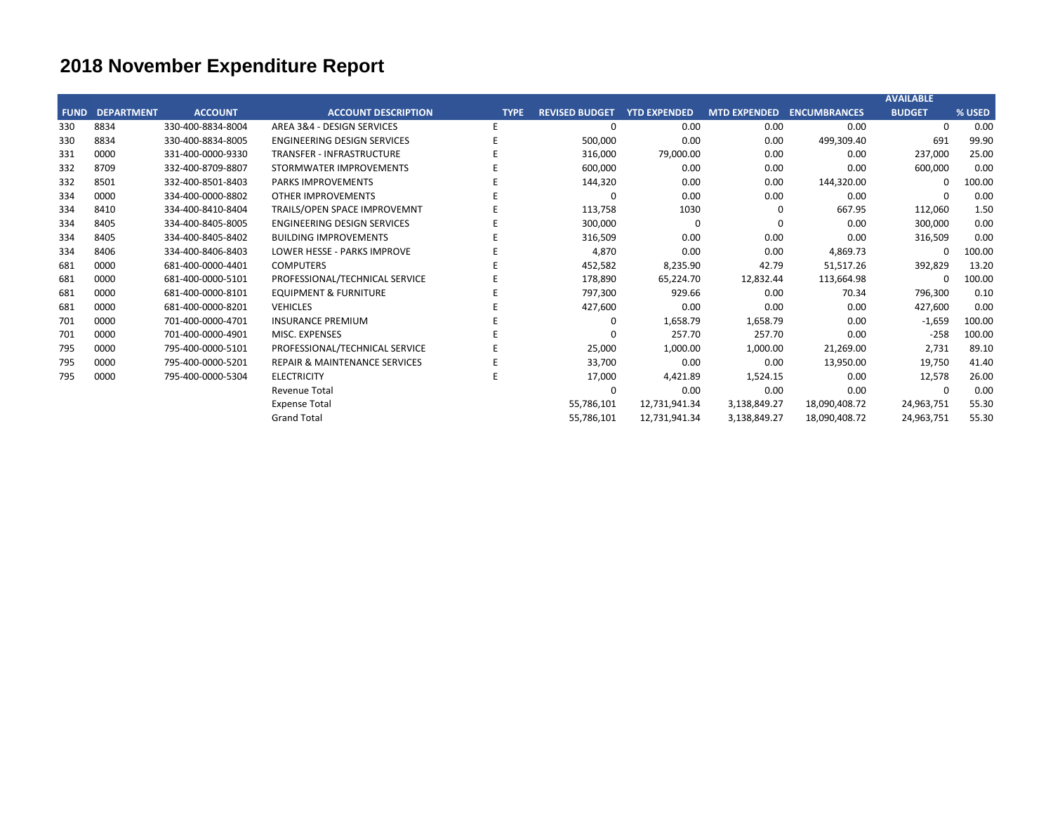# 2018 November Expenditure Report

| FUND | DEPARTMENT | ACCOUNT | ACCOUNT DESCRIPTION | TYPE | REVISED BUDGET | YTD EXPENDED | MTD EXPENDED | ENCUMBRANCES | AVAILABLE BUDGET | % USED |
|---|---|---|---|---|---|---|---|---|---|---|
| 330 | 8834 | 330-400-8834-8004 | AREA 3&4 - DESIGN SERVICES | E | 0 | 0.00 | 0.00 | 0.00 | 0 | 0.00 |
| 330 | 8834 | 330-400-8834-8005 | ENGINEERING DESIGN SERVICES | E | 500,000 | 0.00 | 0.00 | 499,309.40 | 691 | 99.90 |
| 331 | 0000 | 331-400-0000-9330 | TRANSFER - INFRASTRUCTURE | E | 316,000 | 79,000.00 | 0.00 | 0.00 | 237,000 | 25.00 |
| 332 | 8709 | 332-400-8709-8807 | STORMWATER IMPROVEMENTS | E | 600,000 | 0.00 | 0.00 | 0.00 | 600,000 | 0.00 |
| 332 | 8501 | 332-400-8501-8403 | PARKS IMPROVEMENTS | E | 144,320 | 0.00 | 0.00 | 144,320.00 | 0 | 100.00 |
| 334 | 0000 | 334-400-0000-8802 | OTHER IMPROVEMENTS | E | 0 | 0.00 | 0.00 | 0.00 | 0 | 0.00 |
| 334 | 8410 | 334-400-8410-8404 | TRAILS/OPEN SPACE IMPROVEMNT | E | 113,758 | 1030 | 0 | 667.95 | 112,060 | 1.50 |
| 334 | 8405 | 334-400-8405-8005 | ENGINEERING DESIGN SERVICES | E | 300,000 | 0 | 0 | 0.00 | 300,000 | 0.00 |
| 334 | 8405 | 334-400-8405-8402 | BUILDING IMPROVEMENTS | E | 316,509 | 0.00 | 0.00 | 0.00 | 316,509 | 0.00 |
| 334 | 8406 | 334-400-8406-8403 | LOWER HESSE - PARKS IMPROVE | E | 4,870 | 0.00 | 0.00 | 4,869.73 | 0 | 100.00 |
| 681 | 0000 | 681-400-0000-4401 | COMPUTERS | E | 452,582 | 8,235.90 | 42.79 | 51,517.26 | 392,829 | 13.20 |
| 681 | 0000 | 681-400-0000-5101 | PROFESSIONAL/TECHNICAL SERVICE | E | 178,890 | 65,224.70 | 12,832.44 | 113,664.98 | 0 | 100.00 |
| 681 | 0000 | 681-400-0000-8101 | EQUIPMENT & FURNITURE | E | 797,300 | 929.66 | 0.00 | 70.34 | 796,300 | 0.10 |
| 681 | 0000 | 681-400-0000-8201 | VEHICLES | E | 427,600 | 0.00 | 0.00 | 0.00 | 427,600 | 0.00 |
| 701 | 0000 | 701-400-0000-4701 | INSURANCE PREMIUM | E | 0 | 1,658.79 | 1,658.79 | 0.00 | -1,659 | 100.00 |
| 701 | 0000 | 701-400-0000-4901 | MISC. EXPENSES | E | 0 | 257.70 | 257.70 | 0.00 | -258 | 100.00 |
| 795 | 0000 | 795-400-0000-5101 | PROFESSIONAL/TECHNICAL SERVICE | E | 25,000 | 1,000.00 | 1,000.00 | 21,269.00 | 2,731 | 89.10 |
| 795 | 0000 | 795-400-0000-5201 | REPAIR & MAINTENANCE SERVICES | E | 33,700 | 0.00 | 0.00 | 13,950.00 | 19,750 | 41.40 |
| 795 | 0000 | 795-400-0000-5304 | ELECTRICITY | E | 17,000 | 4,421.89 | 1,524.15 | 0.00 | 12,578 | 26.00 |
| | | | Revenue Total | | 0 | 0.00 | 0.00 | 0.00 | 0 | 0.00 |
| | | | Expense Total | | 55,786,101 | 12,731,941.34 | 3,138,849.27 | 18,090,408.72 | 24,963,751 | 55.30 |
| | | | Grand Total | | 55,786,101 | 12,731,941.34 | 3,138,849.27 | 18,090,408.72 | 24,963,751 | 55.30 |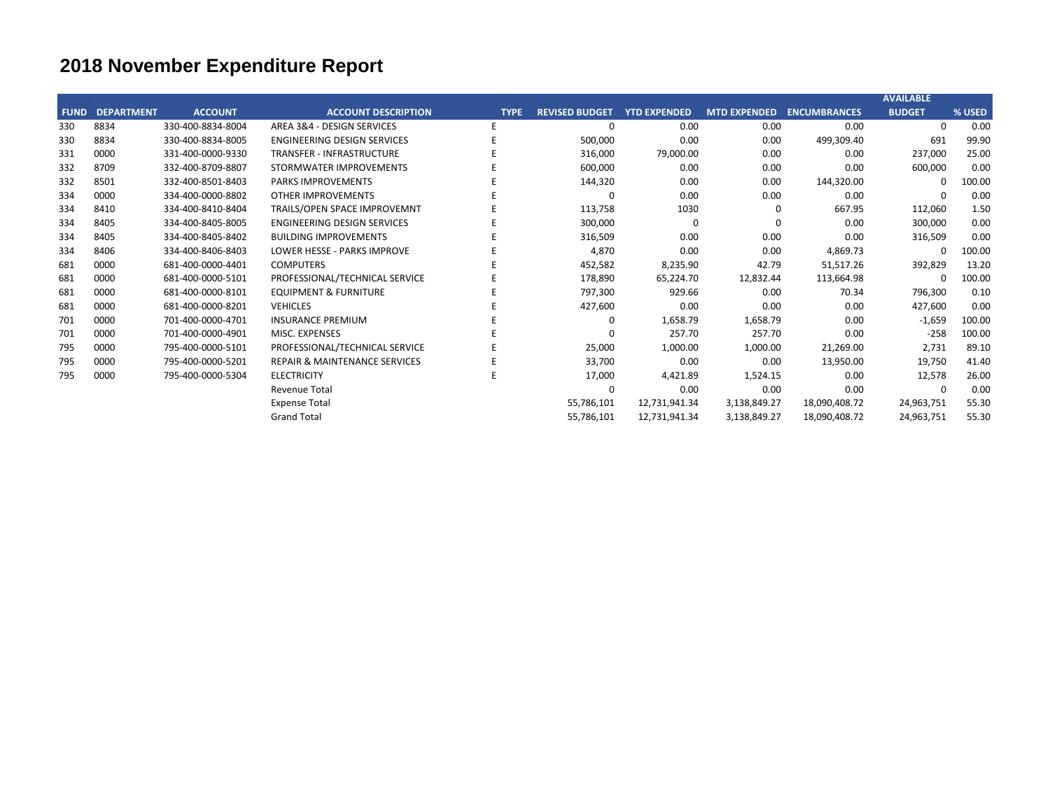# 2018 November Expenditure Report

| FUND | DEPARTMENT | ACCOUNT | ACCOUNT DESCRIPTION | TYPE | REVISED BUDGET | YTD EXPENDED | MTD EXPENDED | ENCUMBRANCES | AVAILABLE BUDGET | % USED |
|---|---|---|---|---|---|---|---|---|---|---|
| 330 | 8834 | 330-400-8834-8004 | AREA 3&4 - DESIGN SERVICES | E | 0 | 0.00 | 0.00 | 0.00 | 0 | 0.00 |
| 330 | 8834 | 330-400-8834-8005 | ENGINEERING DESIGN SERVICES | E | 500,000 | 0.00 | 0.00 | 499,309.40 | 691 | 99.90 |
| 331 | 0000 | 331-400-0000-9330 | TRANSFER - INFRASTRUCTURE | E | 316,000 | 79,000.00 | 0.00 | 0.00 | 237,000 | 25.00 |
| 332 | 8709 | 332-400-8709-8807 | STORMWATER IMPROVEMENTS | E | 600,000 | 0.00 | 0.00 | 0.00 | 600,000 | 0.00 |
| 332 | 8501 | 332-400-8501-8403 | PARKS IMPROVEMENTS | E | 144,320 | 0.00 | 0.00 | 144,320.00 | 0 | 100.00 |
| 334 | 0000 | 334-400-0000-8802 | OTHER IMPROVEMENTS | E | 0 | 0.00 | 0.00 | 0.00 | 0 | 0.00 |
| 334 | 8410 | 334-400-8410-8404 | TRAILS/OPEN SPACE IMPROVEMNT | E | 113,758 | 1030 | 0 | 667.95 | 112,060 | 1.50 |
| 334 | 8405 | 334-400-8405-8005 | ENGINEERING DESIGN SERVICES | E | 300,000 | 0 | 0 | 0.00 | 300,000 | 0.00 |
| 334 | 8405 | 334-400-8405-8402 | BUILDING IMPROVEMENTS | E | 316,509 | 0.00 | 0.00 | 0.00 | 316,509 | 0.00 |
| 334 | 8406 | 334-400-8406-8403 | LOWER HESSE - PARKS IMPROVE | E | 4,870 | 0.00 | 0.00 | 4,869.73 | 0 | 100.00 |
| 681 | 0000 | 681-400-0000-4401 | COMPUTERS | E | 452,582 | 8,235.90 | 42.79 | 51,517.26 | 392,829 | 13.20 |
| 681 | 0000 | 681-400-0000-5101 | PROFESSIONAL/TECHNICAL SERVICE | E | 178,890 | 65,224.70 | 12,832.44 | 113,664.98 | 0 | 100.00 |
| 681 | 0000 | 681-400-0000-8101 | EQUIPMENT & FURNITURE | E | 797,300 | 929.66 | 0.00 | 70.34 | 796,300 | 0.10 |
| 681 | 0000 | 681-400-0000-8201 | VEHICLES | E | 427,600 | 0.00 | 0.00 | 0.00 | 427,600 | 0.00 |
| 701 | 0000 | 701-400-0000-4701 | INSURANCE PREMIUM | E | 0 | 1,658.79 | 1,658.79 | 0.00 | -1,659 | 100.00 |
| 701 | 0000 | 701-400-0000-4901 | MISC. EXPENSES | E | 0 | 257.70 | 257.70 | 0.00 | -258 | 100.00 |
| 795 | 0000 | 795-400-0000-5101 | PROFESSIONAL/TECHNICAL SERVICE | E | 25,000 | 1,000.00 | 1,000.00 | 21,269.00 | 2,731 | 89.10 |
| 795 | 0000 | 795-400-0000-5201 | REPAIR & MAINTENANCE SERVICES | E | 33,700 | 0.00 | 0.00 | 13,950.00 | 19,750 | 41.40 |
| 795 | 0000 | 795-400-0000-5304 | ELECTRICITY | E | 17,000 | 4,421.89 | 1,524.15 | 0.00 | 12,578 | 26.00 |
| | | | Revenue Total | | 0 | 0.00 | 0.00 | 0.00 | 0 | 0.00 |
| | | | Expense Total | | 55,786,101 | 12,731,941.34 | 3,138,849.27 | 18,090,408.72 | 24,963,751 | 55.30 |
| | | | Grand Total | | 55,786,101 | 12,731,941.34 | 3,138,849.27 | 18,090,408.72 | 24,963,751 | 55.30 |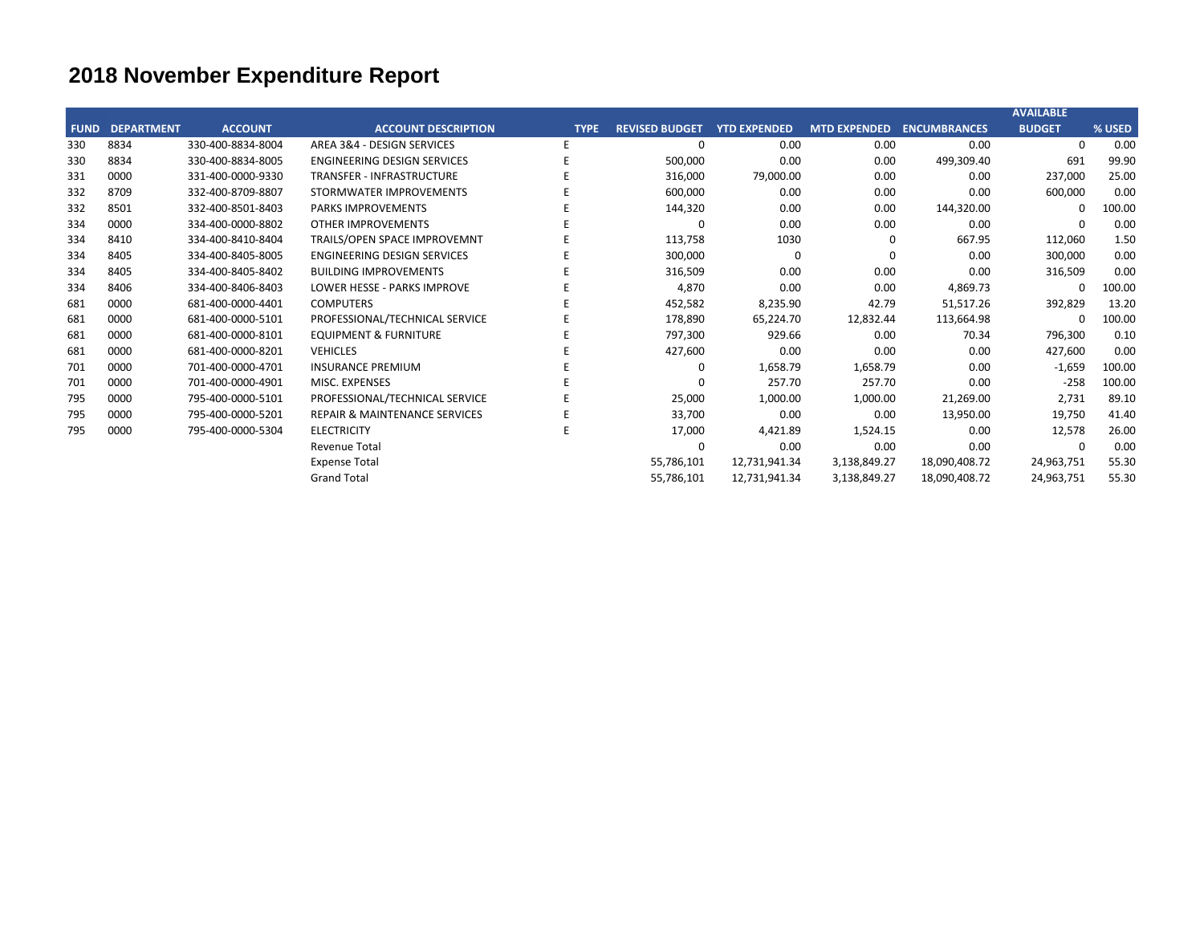# 2018 November Expenditure Report

| FUND | DEPARTMENT | ACCOUNT | ACCOUNT DESCRIPTION | TYPE | REVISED BUDGET | YTD EXPENDED | MTD EXPENDED | ENCUMBRANCES | AVAILABLE BUDGET | % USED |
|---|---|---|---|---|---|---|---|---|---|---|
| 330 | 8834 | 330-400-8834-8004 | AREA 3&4 - DESIGN SERVICES | E | 0 | 0.00 | 0.00 | 0.00 | 0 | 0.00 |
| 330 | 8834 | 330-400-8834-8005 | ENGINEERING DESIGN SERVICES | E | 500,000 | 0.00 | 0.00 | 499,309.40 | 691 | 99.90 |
| 331 | 0000 | 331-400-0000-9330 | TRANSFER - INFRASTRUCTURE | E | 316,000 | 79,000.00 | 0.00 | 0.00 | 237,000 | 25.00 |
| 332 | 8709 | 332-400-8709-8807 | STORMWATER IMPROVEMENTS | E | 600,000 | 0.00 | 0.00 | 0.00 | 600,000 | 0.00 |
| 332 | 8501 | 332-400-8501-8403 | PARKS IMPROVEMENTS | E | 144,320 | 0.00 | 0.00 | 144,320.00 | 0 | 100.00 |
| 334 | 0000 | 334-400-0000-8802 | OTHER IMPROVEMENTS | E | 0 | 0.00 | 0.00 | 0.00 | 0 | 0.00 |
| 334 | 8410 | 334-400-8410-8404 | TRAILS/OPEN SPACE IMPROVEMNT | E | 113,758 | 1030 | 0 | 667.95 | 112,060 | 1.50 |
| 334 | 8405 | 334-400-8405-8005 | ENGINEERING DESIGN SERVICES | E | 300,000 | 0 | 0 | 0.00 | 300,000 | 0.00 |
| 334 | 8405 | 334-400-8405-8402 | BUILDING IMPROVEMENTS | E | 316,509 | 0.00 | 0.00 | 0.00 | 316,509 | 0.00 |
| 334 | 8406 | 334-400-8406-8403 | LOWER HESSE - PARKS IMPROVE | E | 4,870 | 0.00 | 0.00 | 4,869.73 | 0 | 100.00 |
| 681 | 0000 | 681-400-0000-4401 | COMPUTERS | E | 452,582 | 8,235.90 | 42.79 | 51,517.26 | 392,829 | 13.20 |
| 681 | 0000 | 681-400-0000-5101 | PROFESSIONAL/TECHNICAL SERVICE | E | 178,890 | 65,224.70 | 12,832.44 | 113,664.98 | 0 | 100.00 |
| 681 | 0000 | 681-400-0000-8101 | EQUIPMENT & FURNITURE | E | 797,300 | 929.66 | 0.00 | 70.34 | 796,300 | 0.10 |
| 681 | 0000 | 681-400-0000-8201 | VEHICLES | E | 427,600 | 0.00 | 0.00 | 0.00 | 427,600 | 0.00 |
| 701 | 0000 | 701-400-0000-4701 | INSURANCE PREMIUM | E | 0 | 1,658.79 | 1,658.79 | 0.00 | -1,659 | 100.00 |
| 701 | 0000 | 701-400-0000-4901 | MISC. EXPENSES | E | 0 | 257.70 | 257.70 | 0.00 | -258 | 100.00 |
| 795 | 0000 | 795-400-0000-5101 | PROFESSIONAL/TECHNICAL SERVICE | E | 25,000 | 1,000.00 | 1,000.00 | 21,269.00 | 2,731 | 89.10 |
| 795 | 0000 | 795-400-0000-5201 | REPAIR & MAINTENANCE SERVICES | E | 33,700 | 0.00 | 0.00 | 13,950.00 | 19,750 | 41.40 |
| 795 | 0000 | 795-400-0000-5304 | ELECTRICITY | E | 17,000 | 4,421.89 | 1,524.15 | 0.00 | 12,578 | 26.00 |
| | | | Revenue Total | | 0 | 0.00 | 0.00 | 0.00 | 0 | 0.00 |
| | | | Expense Total | | 55,786,101 | 12,731,941.34 | 3,138,849.27 | 18,090,408.72 | 24,963,751 | 55.30 |
| | | | Grand Total | | 55,786,101 | 12,731,941.34 | 3,138,849.27 | 18,090,408.72 | 24,963,751 | 55.30 |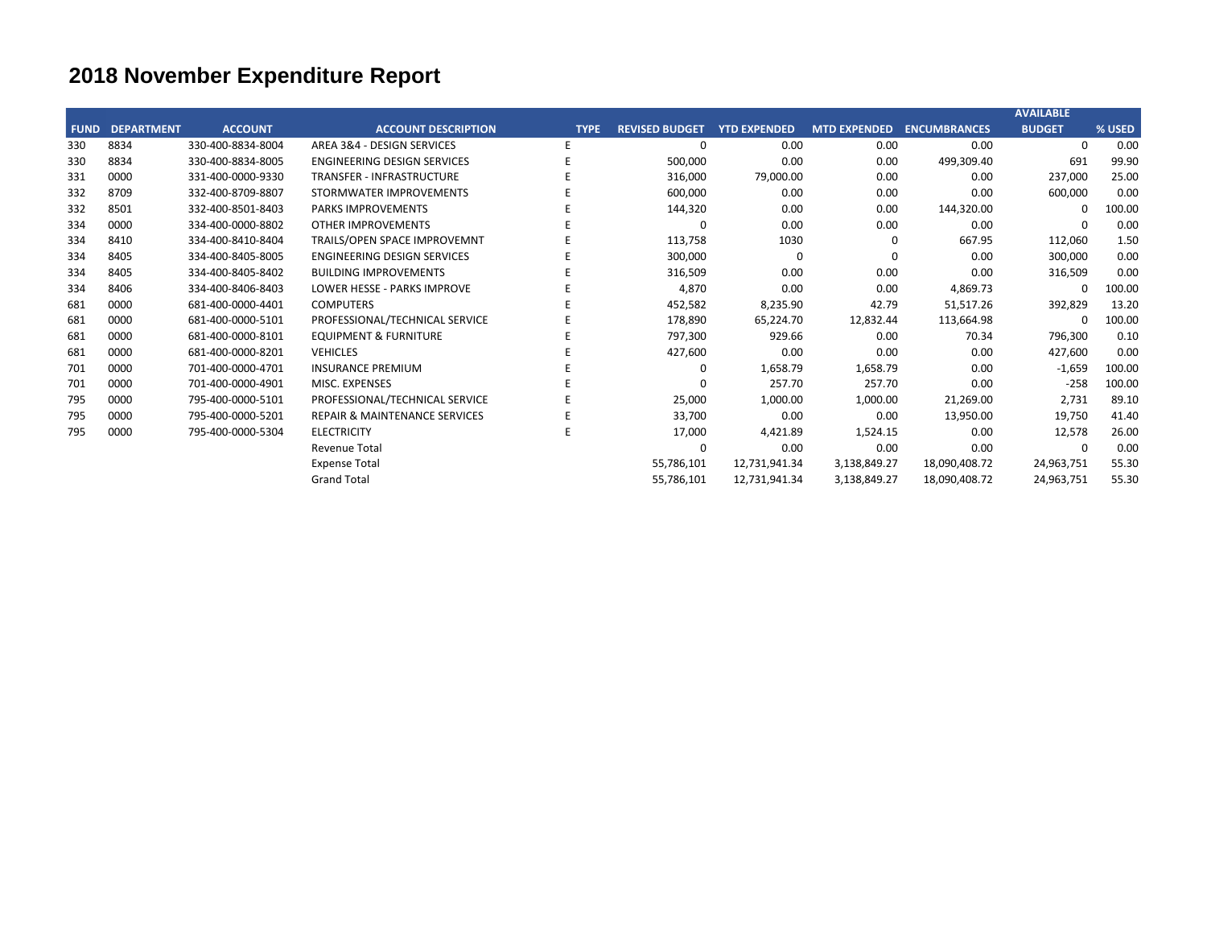# 2018 November Expenditure Report

| FUND | DEPARTMENT | ACCOUNT | ACCOUNT DESCRIPTION | TYPE | REVISED BUDGET | YTD EXPENDED | MTD EXPENDED | ENCUMBRANCES | AVAILABLE BUDGET | % USED |
|---|---|---|---|---|---|---|---|---|---|---|
| 330 | 8834 | 330-400-8834-8004 | AREA 3&4 - DESIGN SERVICES | E | 0 | 0.00 | 0.00 | 0.00 | 0 | 0.00 |
| 330 | 8834 | 330-400-8834-8005 | ENGINEERING DESIGN SERVICES | E | 500,000 | 0.00 | 0.00 | 499,309.40 | 691 | 99.90 |
| 331 | 0000 | 331-400-0000-9330 | TRANSFER - INFRASTRUCTURE | E | 316,000 | 79,000.00 | 0.00 | 0.00 | 237,000 | 25.00 |
| 332 | 8709 | 332-400-8709-8807 | STORMWATER IMPROVEMENTS | E | 600,000 | 0.00 | 0.00 | 0.00 | 600,000 | 0.00 |
| 332 | 8501 | 332-400-8501-8403 | PARKS IMPROVEMENTS | E | 144,320 | 0.00 | 0.00 | 144,320.00 | 0 | 100.00 |
| 334 | 0000 | 334-400-0000-8802 | OTHER IMPROVEMENTS | E | 0 | 0.00 | 0.00 | 0.00 | 0 | 0.00 |
| 334 | 8410 | 334-400-8410-8404 | TRAILS/OPEN SPACE IMPROVEMNT | E | 113,758 | 1030 | 0 | 667.95 | 112,060 | 1.50 |
| 334 | 8405 | 334-400-8405-8005 | ENGINEERING DESIGN SERVICES | E | 300,000 | 0 | 0 | 0.00 | 300,000 | 0.00 |
| 334 | 8405 | 334-400-8405-8402 | BUILDING IMPROVEMENTS | E | 316,509 | 0.00 | 0.00 | 0.00 | 316,509 | 0.00 |
| 334 | 8406 | 334-400-8406-8403 | LOWER HESSE - PARKS IMPROVE | E | 4,870 | 0.00 | 0.00 | 4,869.73 | 0 | 100.00 |
| 681 | 0000 | 681-400-0000-4401 | COMPUTERS | E | 452,582 | 8,235.90 | 42.79 | 51,517.26 | 392,829 | 13.20 |
| 681 | 0000 | 681-400-0000-5101 | PROFESSIONAL/TECHNICAL SERVICE | E | 178,890 | 65,224.70 | 12,832.44 | 113,664.98 | 0 | 100.00 |
| 681 | 0000 | 681-400-0000-8101 | EQUIPMENT & FURNITURE | E | 797,300 | 929.66 | 0.00 | 70.34 | 796,300 | 0.10 |
| 681 | 0000 | 681-400-0000-8201 | VEHICLES | E | 427,600 | 0.00 | 0.00 | 0.00 | 427,600 | 0.00 |
| 701 | 0000 | 701-400-0000-4701 | INSURANCE PREMIUM | E | 0 | 1,658.79 | 1,658.79 | 0.00 | -1,659 | 100.00 |
| 701 | 0000 | 701-400-0000-4901 | MISC. EXPENSES | E | 0 | 257.70 | 257.70 | 0.00 | -258 | 100.00 |
| 795 | 0000 | 795-400-0000-5101 | PROFESSIONAL/TECHNICAL SERVICE | E | 25,000 | 1,000.00 | 1,000.00 | 21,269.00 | 2,731 | 89.10 |
| 795 | 0000 | 795-400-0000-5201 | REPAIR & MAINTENANCE SERVICES | E | 33,700 | 0.00 | 0.00 | 13,950.00 | 19,750 | 41.40 |
| 795 | 0000 | 795-400-0000-5304 | ELECTRICITY | E | 17,000 | 4,421.89 | 1,524.15 | 0.00 | 12,578 | 26.00 |
| | | | Revenue Total | | 0 | 0.00 | 0.00 | 0.00 | 0 | 0.00 |
| | | | Expense Total | | 55,786,101 | 12,731,941.34 | 3,138,849.27 | 18,090,408.72 | 24,963,751 | 55.30 |
| | | | Grand Total | | 55,786,101 | 12,731,941.34 | 3,138,849.27 | 18,090,408.72 | 24,963,751 | 55.30 |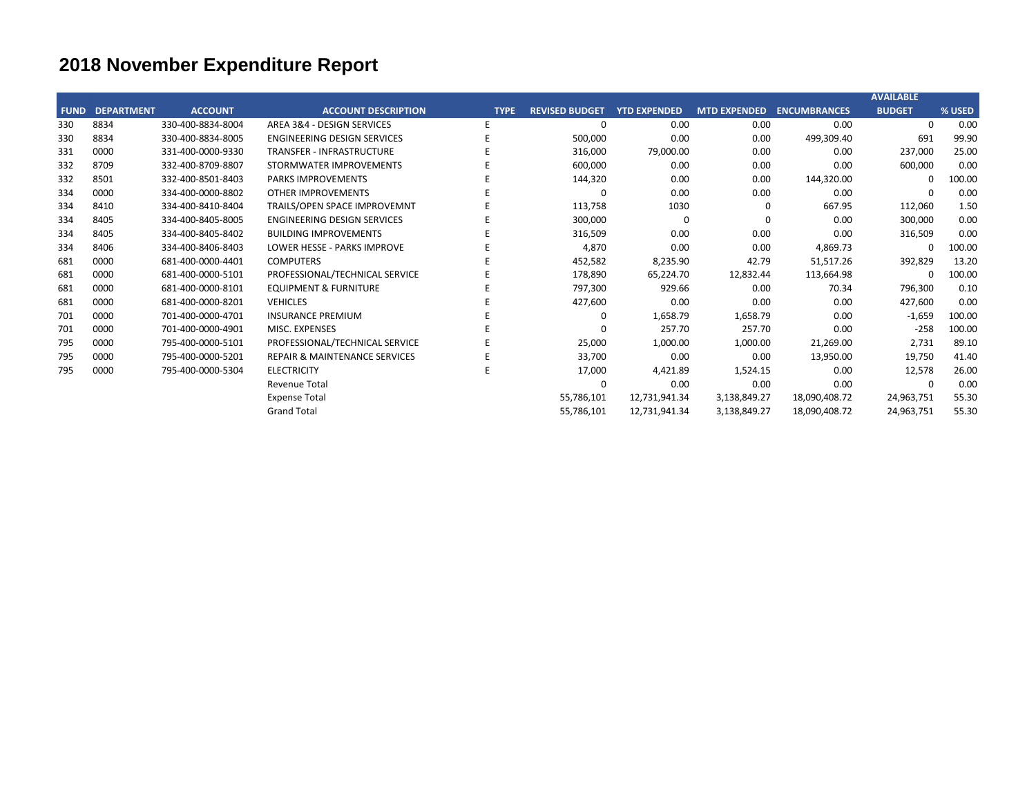# 2018 November Expenditure Report

| FUND | DEPARTMENT | ACCOUNT | ACCOUNT DESCRIPTION | TYPE | REVISED BUDGET | YTD EXPENDED | MTD EXPENDED | ENCUMBRANCES | AVAILABLE BUDGET | % USED |
|---|---|---|---|---|---|---|---|---|---|---|
| 330 | 8834 | 330-400-8834-8004 | AREA 3&4 - DESIGN SERVICES | E | 0 | 0.00 | 0.00 | 0.00 | 0 | 0.00 |
| 330 | 8834 | 330-400-8834-8005 | ENGINEERING DESIGN SERVICES | E | 500,000 | 0.00 | 0.00 | 499,309.40 | 691 | 99.90 |
| 331 | 0000 | 331-400-0000-9330 | TRANSFER - INFRASTRUCTURE | E | 316,000 | 79,000.00 | 0.00 | 0.00 | 237,000 | 25.00 |
| 332 | 8709 | 332-400-8709-8807 | STORMWATER IMPROVEMENTS | E | 600,000 | 0.00 | 0.00 | 0.00 | 600,000 | 0.00 |
| 332 | 8501 | 332-400-8501-8403 | PARKS IMPROVEMENTS | E | 144,320 | 0.00 | 0.00 | 144,320.00 | 0 | 100.00 |
| 334 | 0000 | 334-400-0000-8802 | OTHER IMPROVEMENTS | E | 0 | 0.00 | 0.00 | 0.00 | 0 | 0.00 |
| 334 | 8410 | 334-400-8410-8404 | TRAILS/OPEN SPACE IMPROVEMNT | E | 113,758 | 1030 | 0 | 667.95 | 112,060 | 1.50 |
| 334 | 8405 | 334-400-8405-8005 | ENGINEERING DESIGN SERVICES | E | 300,000 | 0 | 0 | 0.00 | 300,000 | 0.00 |
| 334 | 8405 | 334-400-8405-8402 | BUILDING IMPROVEMENTS | E | 316,509 | 0.00 | 0.00 | 0.00 | 316,509 | 0.00 |
| 334 | 8406 | 334-400-8406-8403 | LOWER HESSE - PARKS IMPROVE | E | 4,870 | 0.00 | 0.00 | 4,869.73 | 0 | 100.00 |
| 681 | 0000 | 681-400-0000-4401 | COMPUTERS | E | 452,582 | 8,235.90 | 42.79 | 51,517.26 | 392,829 | 13.20 |
| 681 | 0000 | 681-400-0000-5101 | PROFESSIONAL/TECHNICAL SERVICE | E | 178,890 | 65,224.70 | 12,832.44 | 113,664.98 | 0 | 100.00 |
| 681 | 0000 | 681-400-0000-8101 | EQUIPMENT & FURNITURE | E | 797,300 | 929.66 | 0.00 | 70.34 | 796,300 | 0.10 |
| 681 | 0000 | 681-400-0000-8201 | VEHICLES | E | 427,600 | 0.00 | 0.00 | 0.00 | 427,600 | 0.00 |
| 701 | 0000 | 701-400-0000-4701 | INSURANCE PREMIUM | E | 0 | 1,658.79 | 1,658.79 | 0.00 | -1,659 | 100.00 |
| 701 | 0000 | 701-400-0000-4901 | MISC. EXPENSES | E | 0 | 257.70 | 257.70 | 0.00 | -258 | 100.00 |
| 795 | 0000 | 795-400-0000-5101 | PROFESSIONAL/TECHNICAL SERVICE | E | 25,000 | 1,000.00 | 1,000.00 | 21,269.00 | 2,731 | 89.10 |
| 795 | 0000 | 795-400-0000-5201 | REPAIR & MAINTENANCE SERVICES | E | 33,700 | 0.00 | 0.00 | 13,950.00 | 19,750 | 41.40 |
| 795 | 0000 | 795-400-0000-5304 | ELECTRICITY | E | 17,000 | 4,421.89 | 1,524.15 | 0.00 | 12,578 | 26.00 |
| | | | Revenue Total | | 0 | 0.00 | 0.00 | 0.00 | 0 | 0.00 |
| | | | Expense Total | | 55,786,101 | 12,731,941.34 | 3,138,849.27 | 18,090,408.72 | 24,963,751 | 55.30 |
| | | | Grand Total | | 55,786,101 | 12,731,941.34 | 3,138,849.27 | 18,090,408.72 | 24,963,751 | 55.30 |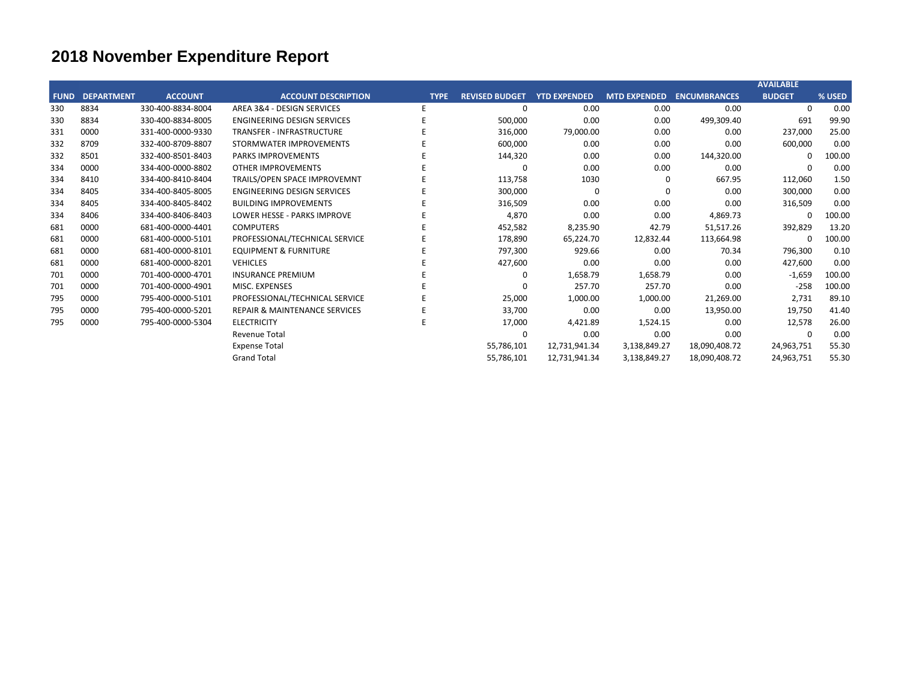# 2018 November Expenditure Report

| FUND | DEPARTMENT | ACCOUNT | ACCOUNT DESCRIPTION | TYPE | REVISED BUDGET | YTD EXPENDED | MTD EXPENDED | ENCUMBRANCES | AVAILABLE BUDGET | % USED |
|---|---|---|---|---|---|---|---|---|---|---|
| 330 | 8834 | 330-400-8834-8004 | AREA 3&4 - DESIGN SERVICES | E | 0 | 0.00 | 0.00 | 0.00 | 0 | 0.00 |
| 330 | 8834 | 330-400-8834-8005 | ENGINEERING DESIGN SERVICES | E | 500,000 | 0.00 | 0.00 | 499,309.40 | 691 | 99.90 |
| 331 | 0000 | 331-400-0000-9330 | TRANSFER - INFRASTRUCTURE | E | 316,000 | 79,000.00 | 0.00 | 0.00 | 237,000 | 25.00 |
| 332 | 8709 | 332-400-8709-8807 | STORMWATER IMPROVEMENTS | E | 600,000 | 0.00 | 0.00 | 0.00 | 600,000 | 0.00 |
| 332 | 8501 | 332-400-8501-8403 | PARKS IMPROVEMENTS | E | 144,320 | 0.00 | 0.00 | 144,320.00 | 0 | 100.00 |
| 334 | 0000 | 334-400-0000-8802 | OTHER IMPROVEMENTS | E | 0 | 0.00 | 0.00 | 0.00 | 0 | 0.00 |
| 334 | 8410 | 334-400-8410-8404 | TRAILS/OPEN SPACE IMPROVEMNT | E | 113,758 | 1030 | 0 | 667.95 | 112,060 | 1.50 |
| 334 | 8405 | 334-400-8405-8005 | ENGINEERING DESIGN SERVICES | E | 300,000 | 0 | 0 | 0.00 | 300,000 | 0.00 |
| 334 | 8405 | 334-400-8405-8402 | BUILDING IMPROVEMENTS | E | 316,509 | 0.00 | 0.00 | 0.00 | 316,509 | 0.00 |
| 334 | 8406 | 334-400-8406-8403 | LOWER HESSE - PARKS IMPROVE | E | 4,870 | 0.00 | 0.00 | 4,869.73 | 0 | 100.00 |
| 681 | 0000 | 681-400-0000-4401 | COMPUTERS | E | 452,582 | 8,235.90 | 42.79 | 51,517.26 | 392,829 | 13.20 |
| 681 | 0000 | 681-400-0000-5101 | PROFESSIONAL/TECHNICAL SERVICE | E | 178,890 | 65,224.70 | 12,832.44 | 113,664.98 | 0 | 100.00 |
| 681 | 0000 | 681-400-0000-8101 | EQUIPMENT & FURNITURE | E | 797,300 | 929.66 | 0.00 | 70.34 | 796,300 | 0.10 |
| 681 | 0000 | 681-400-0000-8201 | VEHICLES | E | 427,600 | 0.00 | 0.00 | 0.00 | 427,600 | 0.00 |
| 701 | 0000 | 701-400-0000-4701 | INSURANCE PREMIUM | E | 0 | 1,658.79 | 1,658.79 | 0.00 | -1,659 | 100.00 |
| 701 | 0000 | 701-400-0000-4901 | MISC. EXPENSES | E | 0 | 257.70 | 257.70 | 0.00 | -258 | 100.00 |
| 795 | 0000 | 795-400-0000-5101 | PROFESSIONAL/TECHNICAL SERVICE | E | 25,000 | 1,000.00 | 1,000.00 | 21,269.00 | 2,731 | 89.10 |
| 795 | 0000 | 795-400-0000-5201 | REPAIR & MAINTENANCE SERVICES | E | 33,700 | 0.00 | 0.00 | 13,950.00 | 19,750 | 41.40 |
| 795 | 0000 | 795-400-0000-5304 | ELECTRICITY | E | 17,000 | 4,421.89 | 1,524.15 | 0.00 | 12,578 | 26.00 |
| | | | Revenue Total | | 0 | 0.00 | 0.00 | 0.00 | 0 | 0.00 |
| | | | Expense Total | | 55,786,101 | 12,731,941.34 | 3,138,849.27 | 18,090,408.72 | 24,963,751 | 55.30 |
| | | | Grand Total | | 55,786,101 | 12,731,941.34 | 3,138,849.27 | 18,090,408.72 | 24,963,751 | 55.30 |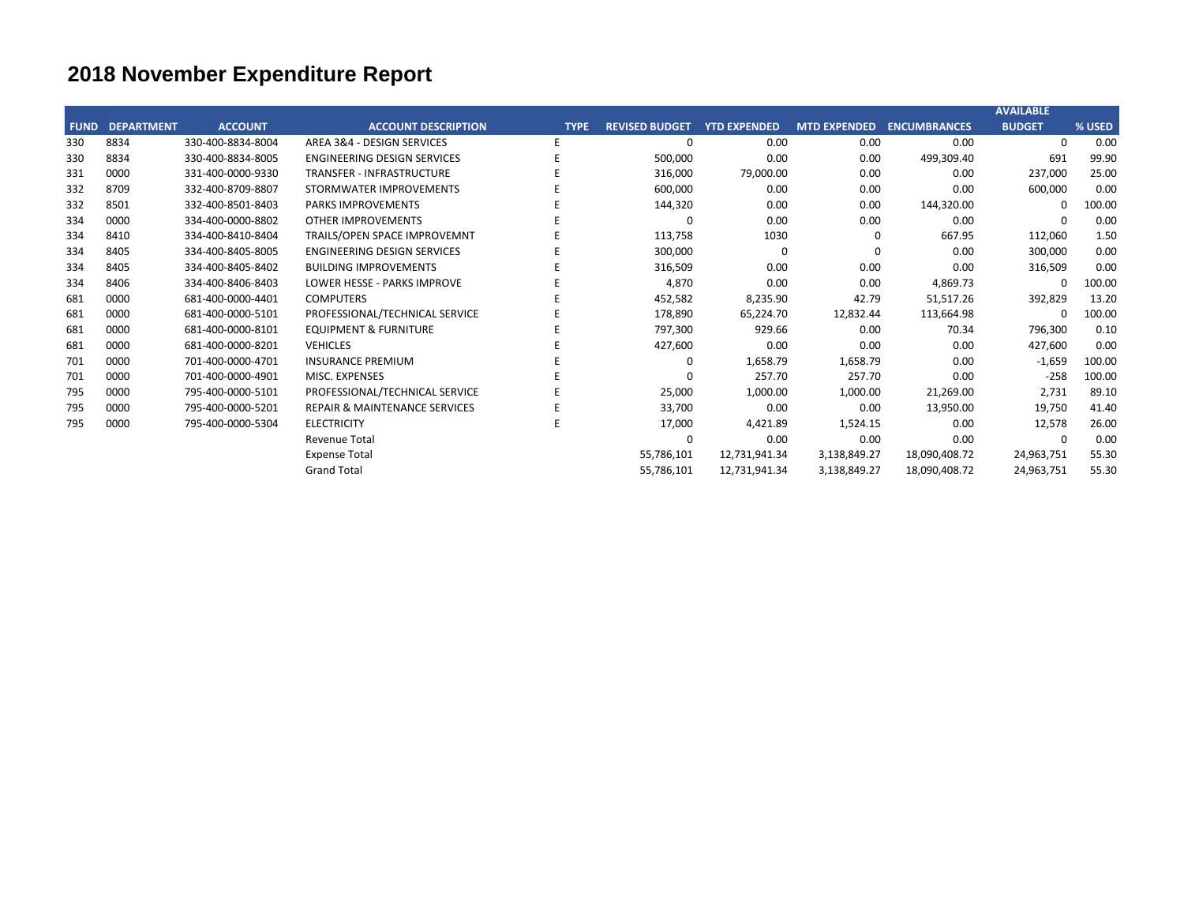# 2018 November Expenditure Report

| FUND | DEPARTMENT | ACCOUNT | ACCOUNT DESCRIPTION | TYPE | REVISED BUDGET | YTD EXPENDED | MTD EXPENDED | ENCUMBRANCES | AVAILABLE BUDGET | % USED |
|---|---|---|---|---|---|---|---|---|---|---|
| 330 | 8834 | 330-400-8834-8004 | AREA 3&4 - DESIGN SERVICES | E | 0 | 0.00 | 0.00 | 0.00 | 0 | 0.00 |
| 330 | 8834 | 330-400-8834-8005 | ENGINEERING DESIGN SERVICES | E | 500,000 | 0.00 | 0.00 | 499,309.40 | 691 | 99.90 |
| 331 | 0000 | 331-400-0000-9330 | TRANSFER - INFRASTRUCTURE | E | 316,000 | 79,000.00 | 0.00 | 0.00 | 237,000 | 25.00 |
| 332 | 8709 | 332-400-8709-8807 | STORMWATER IMPROVEMENTS | E | 600,000 | 0.00 | 0.00 | 0.00 | 600,000 | 0.00 |
| 332 | 8501 | 332-400-8501-8403 | PARKS IMPROVEMENTS | E | 144,320 | 0.00 | 0.00 | 144,320.00 | 0 | 100.00 |
| 334 | 0000 | 334-400-0000-8802 | OTHER IMPROVEMENTS | E | 0 | 0.00 | 0.00 | 0.00 | 0 | 0.00 |
| 334 | 8410 | 334-400-8410-8404 | TRAILS/OPEN SPACE IMPROVEMNT | E | 113,758 | 1030 | 0 | 667.95 | 112,060 | 1.50 |
| 334 | 8405 | 334-400-8405-8005 | ENGINEERING DESIGN SERVICES | E | 300,000 | 0 | 0 | 0.00 | 300,000 | 0.00 |
| 334 | 8405 | 334-400-8405-8402 | BUILDING IMPROVEMENTS | E | 316,509 | 0.00 | 0.00 | 0.00 | 316,509 | 0.00 |
| 334 | 8406 | 334-400-8406-8403 | LOWER HESSE - PARKS IMPROVE | E | 4,870 | 0.00 | 0.00 | 4,869.73 | 0 | 100.00 |
| 681 | 0000 | 681-400-0000-4401 | COMPUTERS | E | 452,582 | 8,235.90 | 42.79 | 51,517.26 | 392,829 | 13.20 |
| 681 | 0000 | 681-400-0000-5101 | PROFESSIONAL/TECHNICAL SERVICE | E | 178,890 | 65,224.70 | 12,832.44 | 113,664.98 | 0 | 100.00 |
| 681 | 0000 | 681-400-0000-8101 | EQUIPMENT & FURNITURE | E | 797,300 | 929.66 | 0.00 | 70.34 | 796,300 | 0.10 |
| 681 | 0000 | 681-400-0000-8201 | VEHICLES | E | 427,600 | 0.00 | 0.00 | 0.00 | 427,600 | 0.00 |
| 701 | 0000 | 701-400-0000-4701 | INSURANCE PREMIUM | E | 0 | 1,658.79 | 1,658.79 | 0.00 | -1,659 | 100.00 |
| 701 | 0000 | 701-400-0000-4901 | MISC. EXPENSES | E | 0 | 257.70 | 257.70 | 0.00 | -258 | 100.00 |
| 795 | 0000 | 795-400-0000-5101 | PROFESSIONAL/TECHNICAL SERVICE | E | 25,000 | 1,000.00 | 1,000.00 | 21,269.00 | 2,731 | 89.10 |
| 795 | 0000 | 795-400-0000-5201 | REPAIR & MAINTENANCE SERVICES | E | 33,700 | 0.00 | 0.00 | 13,950.00 | 19,750 | 41.40 |
| 795 | 0000 | 795-400-0000-5304 | ELECTRICITY | E | 17,000 | 4,421.89 | 1,524.15 | 0.00 | 12,578 | 26.00 |
| | | | Revenue Total | | 0 | 0.00 | 0.00 | 0.00 | 0 | 0.00 |
| | | | Expense Total | | 55,786,101 | 12,731,941.34 | 3,138,849.27 | 18,090,408.72 | 24,963,751 | 55.30 |
| | | | Grand Total | | 55,786,101 | 12,731,941.34 | 3,138,849.27 | 18,090,408.72 | 24,963,751 | 55.30 |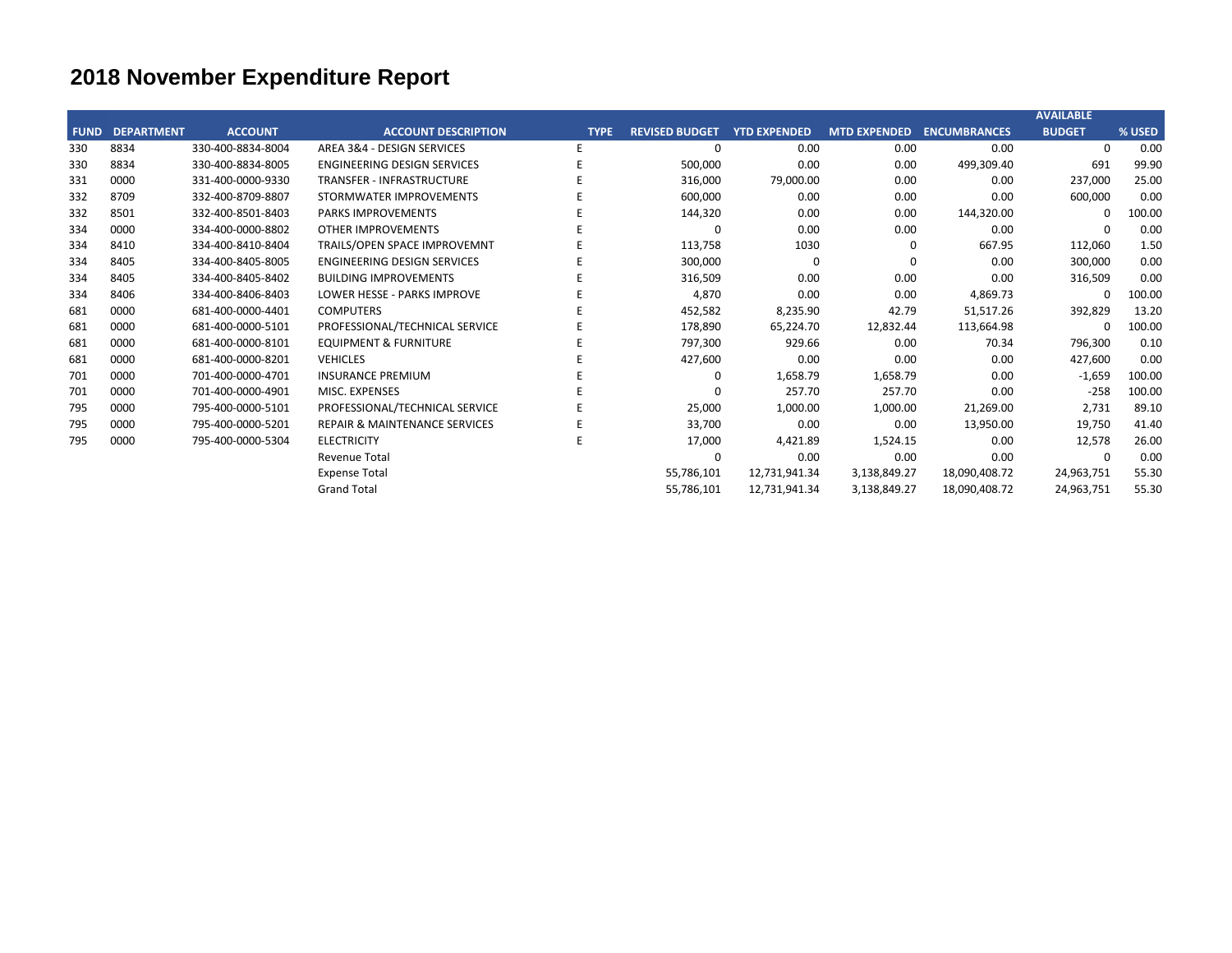# 2018 November Expenditure Report

| FUND | DEPARTMENT | ACCOUNT | ACCOUNT DESCRIPTION | TYPE | REVISED BUDGET | YTD EXPENDED | MTD EXPENDED | ENCUMBRANCES | AVAILABLE BUDGET | % USED |
|---|---|---|---|---|---|---|---|---|---|---|
| 330 | 8834 | 330-400-8834-8004 | AREA 3&4 - DESIGN SERVICES | E | 0 | 0.00 | 0.00 | 0.00 | 0 | 0.00 |
| 330 | 8834 | 330-400-8834-8005 | ENGINEERING DESIGN SERVICES | E | 500,000 | 0.00 | 0.00 | 499,309.40 | 691 | 99.90 |
| 331 | 0000 | 331-400-0000-9330 | TRANSFER - INFRASTRUCTURE | E | 316,000 | 79,000.00 | 0.00 | 0.00 | 237,000 | 25.00 |
| 332 | 8709 | 332-400-8709-8807 | STORMWATER IMPROVEMENTS | E | 600,000 | 0.00 | 0.00 | 0.00 | 600,000 | 0.00 |
| 332 | 8501 | 332-400-8501-8403 | PARKS IMPROVEMENTS | E | 144,320 | 0.00 | 0.00 | 144,320.00 | 0 | 100.00 |
| 334 | 0000 | 334-400-0000-8802 | OTHER IMPROVEMENTS | E | 0 | 0.00 | 0.00 | 0.00 | 0 | 0.00 |
| 334 | 8410 | 334-400-8410-8404 | TRAILS/OPEN SPACE IMPROVEMNT | E | 113,758 | 1030 | 0 | 667.95 | 112,060 | 1.50 |
| 334 | 8405 | 334-400-8405-8005 | ENGINEERING DESIGN SERVICES | E | 300,000 | 0 | 0 | 0.00 | 300,000 | 0.00 |
| 334 | 8405 | 334-400-8405-8402 | BUILDING IMPROVEMENTS | E | 316,509 | 0.00 | 0.00 | 0.00 | 316,509 | 0.00 |
| 334 | 8406 | 334-400-8406-8403 | LOWER HESSE - PARKS IMPROVE | E | 4,870 | 0.00 | 0.00 | 4,869.73 | 0 | 100.00 |
| 681 | 0000 | 681-400-0000-4401 | COMPUTERS | E | 452,582 | 8,235.90 | 42.79 | 51,517.26 | 392,829 | 13.20 |
| 681 | 0000 | 681-400-0000-5101 | PROFESSIONAL/TECHNICAL SERVICE | E | 178,890 | 65,224.70 | 12,832.44 | 113,664.98 | 0 | 100.00 |
| 681 | 0000 | 681-400-0000-8101 | EQUIPMENT & FURNITURE | E | 797,300 | 929.66 | 0.00 | 70.34 | 796,300 | 0.10 |
| 681 | 0000 | 681-400-0000-8201 | VEHICLES | E | 427,600 | 0.00 | 0.00 | 0.00 | 427,600 | 0.00 |
| 701 | 0000 | 701-400-0000-4701 | INSURANCE PREMIUM | E | 0 | 1,658.79 | 1,658.79 | 0.00 | -1,659 | 100.00 |
| 701 | 0000 | 701-400-0000-4901 | MISC. EXPENSES | E | 0 | 257.70 | 257.70 | 0.00 | -258 | 100.00 |
| 795 | 0000 | 795-400-0000-5101 | PROFESSIONAL/TECHNICAL SERVICE | E | 25,000 | 1,000.00 | 1,000.00 | 21,269.00 | 2,731 | 89.10 |
| 795 | 0000 | 795-400-0000-5201 | REPAIR & MAINTENANCE SERVICES | E | 33,700 | 0.00 | 0.00 | 13,950.00 | 19,750 | 41.40 |
| 795 | 0000 | 795-400-0000-5304 | ELECTRICITY | E | 17,000 | 4,421.89 | 1,524.15 | 0.00 | 12,578 | 26.00 |
| | | | Revenue Total | | 0 | 0.00 | 0.00 | 0.00 | 0 | 0.00 |
| | | | Expense Total | | 55,786,101 | 12,731,941.34 | 3,138,849.27 | 18,090,408.72 | 24,963,751 | 55.30 |
| | | | Grand Total | | 55,786,101 | 12,731,941.34 | 3,138,849.27 | 18,090,408.72 | 24,963,751 | 55.30 |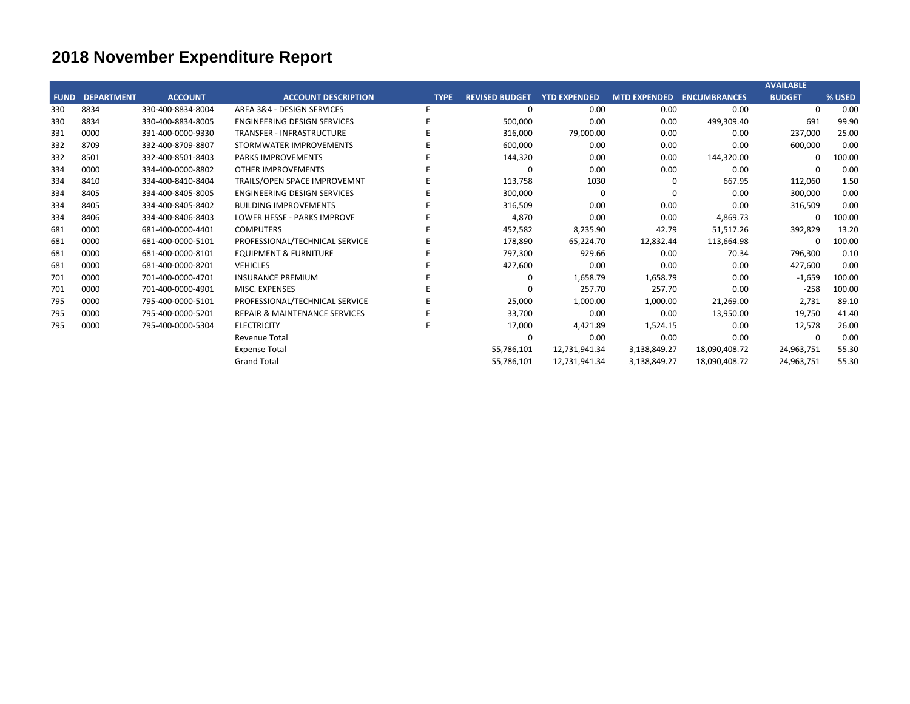# 2018 November Expenditure Report

| FUND | DEPARTMENT | ACCOUNT | ACCOUNT DESCRIPTION | TYPE | REVISED BUDGET | YTD EXPENDED | MTD EXPENDED | ENCUMBRANCES | AVAILABLE BUDGET | % USED |
|---|---|---|---|---|---|---|---|---|---|---|
| 330 | 8834 | 330-400-8834-8004 | AREA 3&4 - DESIGN SERVICES | E | 0 | 0.00 | 0.00 | 0.00 | 0 | 0.00 |
| 330 | 8834 | 330-400-8834-8005 | ENGINEERING DESIGN SERVICES | E | 500,000 | 0.00 | 0.00 | 499,309.40 | 691 | 99.90 |
| 331 | 0000 | 331-400-0000-9330 | TRANSFER - INFRASTRUCTURE | E | 316,000 | 79,000.00 | 0.00 | 0.00 | 237,000 | 25.00 |
| 332 | 8709 | 332-400-8709-8807 | STORMWATER IMPROVEMENTS | E | 600,000 | 0.00 | 0.00 | 0.00 | 600,000 | 0.00 |
| 332 | 8501 | 332-400-8501-8403 | PARKS IMPROVEMENTS | E | 144,320 | 0.00 | 0.00 | 144,320.00 | 0 | 100.00 |
| 334 | 0000 | 334-400-0000-8802 | OTHER IMPROVEMENTS | E | 0 | 0.00 | 0.00 | 0.00 | 0 | 0.00 |
| 334 | 8410 | 334-400-8410-8404 | TRAILS/OPEN SPACE IMPROVEMNT | E | 113,758 | 1030 | 0 | 667.95 | 112,060 | 1.50 |
| 334 | 8405 | 334-400-8405-8005 | ENGINEERING DESIGN SERVICES | E | 300,000 | 0 | 0 | 0.00 | 300,000 | 0.00 |
| 334 | 8405 | 334-400-8405-8402 | BUILDING IMPROVEMENTS | E | 316,509 | 0.00 | 0.00 | 0.00 | 316,509 | 0.00 |
| 334 | 8406 | 334-400-8406-8403 | LOWER HESSE - PARKS IMPROVE | E | 4,870 | 0.00 | 0.00 | 4,869.73 | 0 | 100.00 |
| 681 | 0000 | 681-400-0000-4401 | COMPUTERS | E | 452,582 | 8,235.90 | 42.79 | 51,517.26 | 392,829 | 13.20 |
| 681 | 0000 | 681-400-0000-5101 | PROFESSIONAL/TECHNICAL SERVICE | E | 178,890 | 65,224.70 | 12,832.44 | 113,664.98 | 0 | 100.00 |
| 681 | 0000 | 681-400-0000-8101 | EQUIPMENT & FURNITURE | E | 797,300 | 929.66 | 0.00 | 70.34 | 796,300 | 0.10 |
| 681 | 0000 | 681-400-0000-8201 | VEHICLES | E | 427,600 | 0.00 | 0.00 | 0.00 | 427,600 | 0.00 |
| 701 | 0000 | 701-400-0000-4701 | INSURANCE PREMIUM | E | 0 | 1,658.79 | 1,658.79 | 0.00 | -1,659 | 100.00 |
| 701 | 0000 | 701-400-0000-4901 | MISC. EXPENSES | E | 0 | 257.70 | 257.70 | 0.00 | -258 | 100.00 |
| 795 | 0000 | 795-400-0000-5101 | PROFESSIONAL/TECHNICAL SERVICE | E | 25,000 | 1,000.00 | 1,000.00 | 21,269.00 | 2,731 | 89.10 |
| 795 | 0000 | 795-400-0000-5201 | REPAIR & MAINTENANCE SERVICES | E | 33,700 | 0.00 | 0.00 | 13,950.00 | 19,750 | 41.40 |
| 795 | 0000 | 795-400-0000-5304 | ELECTRICITY | E | 17,000 | 4,421.89 | 1,524.15 | 0.00 | 12,578 | 26.00 |
| | | | Revenue Total | | 0 | 0.00 | 0.00 | 0.00 | 0 | 0.00 |
| | | | Expense Total | | 55,786,101 | 12,731,941.34 | 3,138,849.27 | 18,090,408.72 | 24,963,751 | 55.30 |
| | | | Grand Total | | 55,786,101 | 12,731,941.34 | 3,138,849.27 | 18,090,408.72 | 24,963,751 | 55.30 |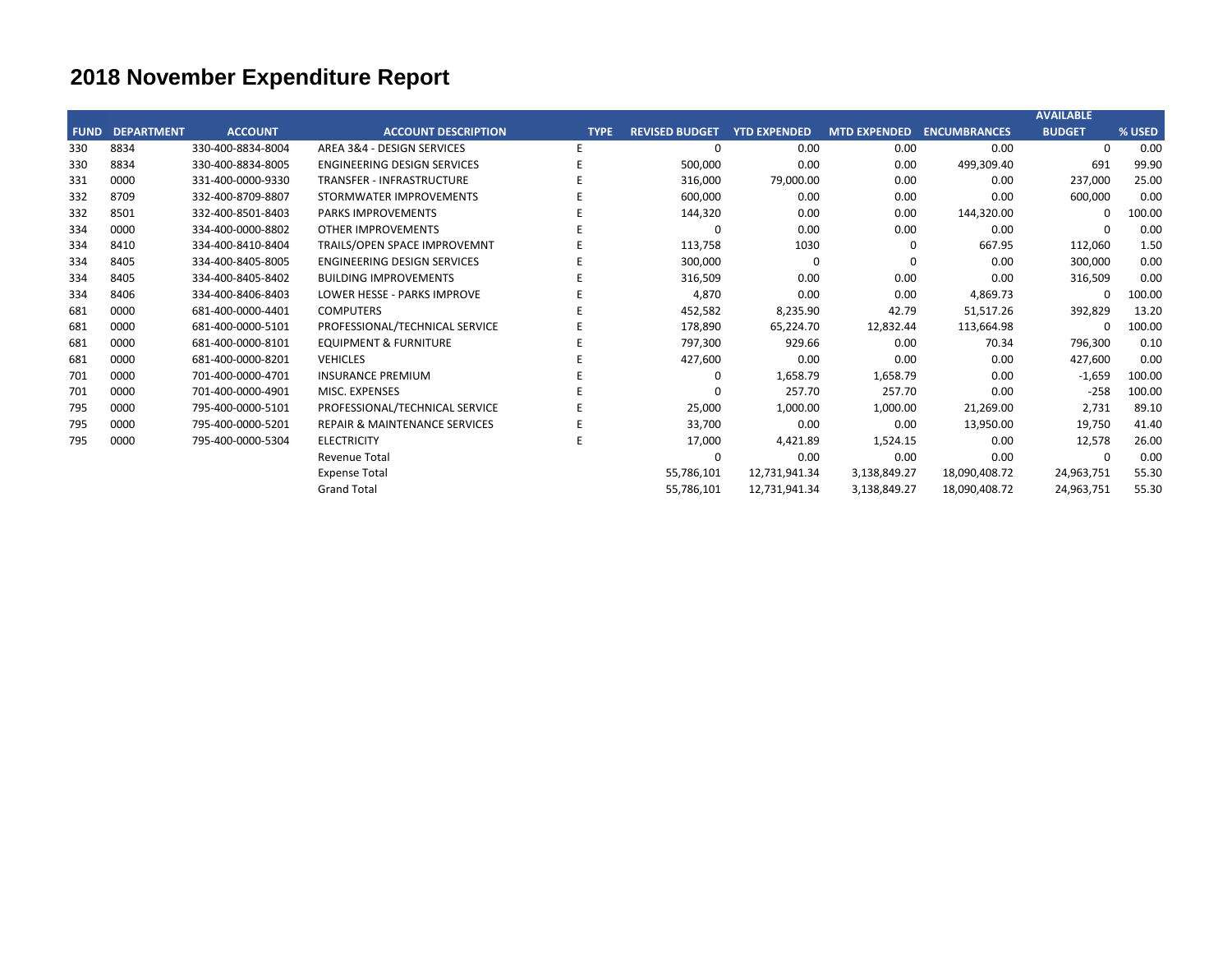# 2018 November Expenditure Report

| FUND | DEPARTMENT | ACCOUNT | ACCOUNT DESCRIPTION | TYPE | REVISED BUDGET | YTD EXPENDED | MTD EXPENDED | ENCUMBRANCES | AVAILABLE BUDGET | % USED |
|---|---|---|---|---|---|---|---|---|---|---|
| 330 | 8834 | 330-400-8834-8004 | AREA 3&4 - DESIGN SERVICES | E | 0 | 0.00 | 0.00 | 0.00 | 0 | 0.00 |
| 330 | 8834 | 330-400-8834-8005 | ENGINEERING DESIGN SERVICES | E | 500,000 | 0.00 | 0.00 | 499,309.40 | 691 | 99.90 |
| 331 | 0000 | 331-400-0000-9330 | TRANSFER - INFRASTRUCTURE | E | 316,000 | 79,000.00 | 0.00 | 0.00 | 237,000 | 25.00 |
| 332 | 8709 | 332-400-8709-8807 | STORMWATER IMPROVEMENTS | E | 600,000 | 0.00 | 0.00 | 0.00 | 600,000 | 0.00 |
| 332 | 8501 | 332-400-8501-8403 | PARKS IMPROVEMENTS | E | 144,320 | 0.00 | 0.00 | 144,320.00 | 0 | 100.00 |
| 334 | 0000 | 334-400-0000-8802 | OTHER IMPROVEMENTS | E | 0 | 0.00 | 0.00 | 0.00 | 0 | 0.00 |
| 334 | 8410 | 334-400-8410-8404 | TRAILS/OPEN SPACE IMPROVEMNT | E | 113,758 | 1030 | 0 | 667.95 | 112,060 | 1.50 |
| 334 | 8405 | 334-400-8405-8005 | ENGINEERING DESIGN SERVICES | E | 300,000 | 0 | 0 | 0.00 | 300,000 | 0.00 |
| 334 | 8405 | 334-400-8405-8402 | BUILDING IMPROVEMENTS | E | 316,509 | 0.00 | 0.00 | 0.00 | 316,509 | 0.00 |
| 334 | 8406 | 334-400-8406-8403 | LOWER HESSE - PARKS IMPROVE | E | 4,870 | 0.00 | 0.00 | 4,869.73 | 0 | 100.00 |
| 681 | 0000 | 681-400-0000-4401 | COMPUTERS | E | 452,582 | 8,235.90 | 42.79 | 51,517.26 | 392,829 | 13.20 |
| 681 | 0000 | 681-400-0000-5101 | PROFESSIONAL/TECHNICAL SERVICE | E | 178,890 | 65,224.70 | 12,832.44 | 113,664.98 | 0 | 100.00 |
| 681 | 0000 | 681-400-0000-8101 | EQUIPMENT & FURNITURE | E | 797,300 | 929.66 | 0.00 | 70.34 | 796,300 | 0.10 |
| 681 | 0000 | 681-400-0000-8201 | VEHICLES | E | 427,600 | 0.00 | 0.00 | 0.00 | 427,600 | 0.00 |
| 701 | 0000 | 701-400-0000-4701 | INSURANCE PREMIUM | E | 0 | 1,658.79 | 1,658.79 | 0.00 | -1,659 | 100.00 |
| 701 | 0000 | 701-400-0000-4901 | MISC. EXPENSES | E | 0 | 257.70 | 257.70 | 0.00 | -258 | 100.00 |
| 795 | 0000 | 795-400-0000-5101 | PROFESSIONAL/TECHNICAL SERVICE | E | 25,000 | 1,000.00 | 1,000.00 | 21,269.00 | 2,731 | 89.10 |
| 795 | 0000 | 795-400-0000-5201 | REPAIR & MAINTENANCE SERVICES | E | 33,700 | 0.00 | 0.00 | 13,950.00 | 19,750 | 41.40 |
| 795 | 0000 | 795-400-0000-5304 | ELECTRICITY | E | 17,000 | 4,421.89 | 1,524.15 | 0.00 | 12,578 | 26.00 |
| | | | Revenue Total | | 0 | 0.00 | 0.00 | 0.00 | 0 | 0.00 |
| | | | Expense Total | | 55,786,101 | 12,731,941.34 | 3,138,849.27 | 18,090,408.72 | 24,963,751 | 55.30 |
| | | | Grand Total | | 55,786,101 | 12,731,941.34 | 3,138,849.27 | 18,090,408.72 | 24,963,751 | 55.30 |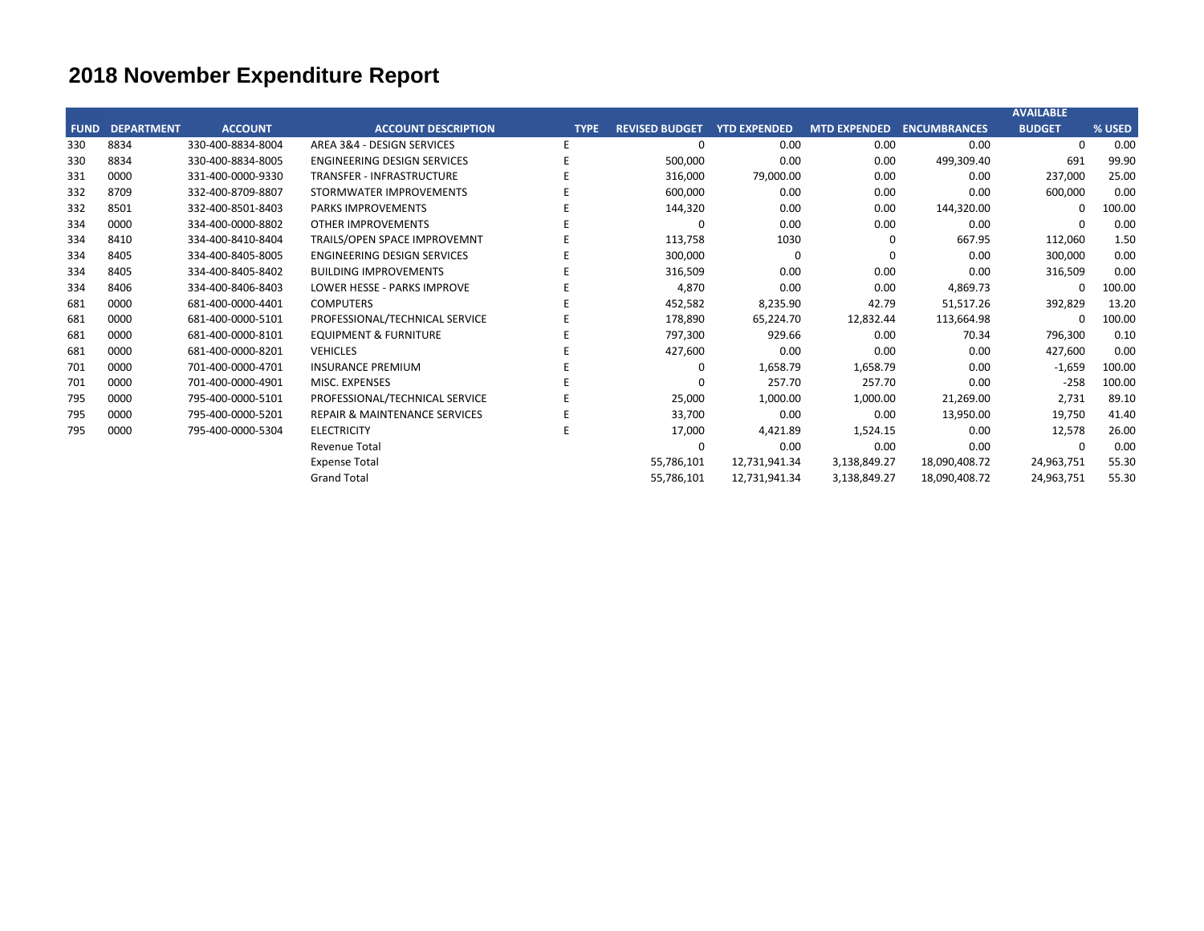# 2018 November Expenditure Report

| FUND | DEPARTMENT | ACCOUNT | ACCOUNT DESCRIPTION | TYPE | REVISED BUDGET | YTD EXPENDED | MTD EXPENDED | ENCUMBRANCES | AVAILABLE BUDGET | % USED |
|---|---|---|---|---|---|---|---|---|---|---|
| 330 | 8834 | 330-400-8834-8004 | AREA 3&4 - DESIGN SERVICES | E | 0 | 0.00 | 0.00 | 0.00 | 0 | 0.00 |
| 330 | 8834 | 330-400-8834-8005 | ENGINEERING DESIGN SERVICES | E | 500,000 | 0.00 | 0.00 | 499,309.40 | 691 | 99.90 |
| 331 | 0000 | 331-400-0000-9330 | TRANSFER - INFRASTRUCTURE | E | 316,000 | 79,000.00 | 0.00 | 0.00 | 237,000 | 25.00 |
| 332 | 8709 | 332-400-8709-8807 | STORMWATER IMPROVEMENTS | E | 600,000 | 0.00 | 0.00 | 0.00 | 600,000 | 0.00 |
| 332 | 8501 | 332-400-8501-8403 | PARKS IMPROVEMENTS | E | 144,320 | 0.00 | 0.00 | 144,320.00 | 0 | 100.00 |
| 334 | 0000 | 334-400-0000-8802 | OTHER IMPROVEMENTS | E | 0 | 0.00 | 0.00 | 0.00 | 0 | 0.00 |
| 334 | 8410 | 334-400-8410-8404 | TRAILS/OPEN SPACE IMPROVEMNT | E | 113,758 | 1030 | 0 | 667.95 | 112,060 | 1.50 |
| 334 | 8405 | 334-400-8405-8005 | ENGINEERING DESIGN SERVICES | E | 300,000 | 0 | 0 | 0.00 | 300,000 | 0.00 |
| 334 | 8405 | 334-400-8405-8402 | BUILDING IMPROVEMENTS | E | 316,509 | 0.00 | 0.00 | 0.00 | 316,509 | 0.00 |
| 334 | 8406 | 334-400-8406-8403 | LOWER HESSE - PARKS IMPROVE | E | 4,870 | 0.00 | 0.00 | 4,869.73 | 0 | 100.00 |
| 681 | 0000 | 681-400-0000-4401 | COMPUTERS | E | 452,582 | 8,235.90 | 42.79 | 51,517.26 | 392,829 | 13.20 |
| 681 | 0000 | 681-400-0000-5101 | PROFESSIONAL/TECHNICAL SERVICE | E | 178,890 | 65,224.70 | 12,832.44 | 113,664.98 | 0 | 100.00 |
| 681 | 0000 | 681-400-0000-8101 | EQUIPMENT & FURNITURE | E | 797,300 | 929.66 | 0.00 | 70.34 | 796,300 | 0.10 |
| 681 | 0000 | 681-400-0000-8201 | VEHICLES | E | 427,600 | 0.00 | 0.00 | 0.00 | 427,600 | 0.00 |
| 701 | 0000 | 701-400-0000-4701 | INSURANCE PREMIUM | E | 0 | 1,658.79 | 1,658.79 | 0.00 | -1,659 | 100.00 |
| 701 | 0000 | 701-400-0000-4901 | MISC. EXPENSES | E | 0 | 257.70 | 257.70 | 0.00 | -258 | 100.00 |
| 795 | 0000 | 795-400-0000-5101 | PROFESSIONAL/TECHNICAL SERVICE | E | 25,000 | 1,000.00 | 1,000.00 | 21,269.00 | 2,731 | 89.10 |
| 795 | 0000 | 795-400-0000-5201 | REPAIR & MAINTENANCE SERVICES | E | 33,700 | 0.00 | 0.00 | 13,950.00 | 19,750 | 41.40 |
| 795 | 0000 | 795-400-0000-5304 | ELECTRICITY | E | 17,000 | 4,421.89 | 1,524.15 | 0.00 | 12,578 | 26.00 |
| | | | Revenue Total | | 0 | 0.00 | 0.00 | 0.00 | 0 | 0.00 |
| | | | Expense Total | | 55,786,101 | 12,731,941.34 | 3,138,849.27 | 18,090,408.72 | 24,963,751 | 55.30 |
| | | | Grand Total | | 55,786,101 | 12,731,941.34 | 3,138,849.27 | 18,090,408.72 | 24,963,751 | 55.30 |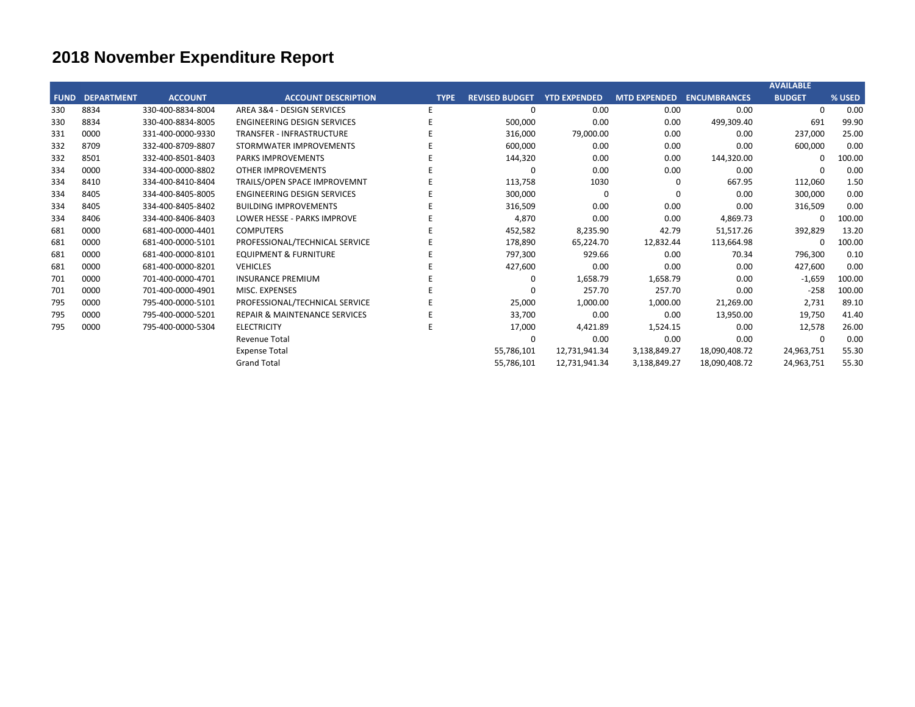# 2018 November Expenditure Report

| FUND | DEPARTMENT | ACCOUNT | ACCOUNT DESCRIPTION | TYPE | REVISED BUDGET | YTD EXPENDED | MTD EXPENDED | ENCUMBRANCES | AVAILABLE BUDGET | % USED |
|---|---|---|---|---|---|---|---|---|---|---|
| 330 | 8834 | 330-400-8834-8004 | AREA 3&4 - DESIGN SERVICES | E | 0 | 0.00 | 0.00 | 0.00 | 0 | 0.00 |
| 330 | 8834 | 330-400-8834-8005 | ENGINEERING DESIGN SERVICES | E | 500,000 | 0.00 | 0.00 | 499,309.40 | 691 | 99.90 |
| 331 | 0000 | 331-400-0000-9330 | TRANSFER - INFRASTRUCTURE | E | 316,000 | 79,000.00 | 0.00 | 0.00 | 237,000 | 25.00 |
| 332 | 8709 | 332-400-8709-8807 | STORMWATER IMPROVEMENTS | E | 600,000 | 0.00 | 0.00 | 0.00 | 600,000 | 0.00 |
| 332 | 8501 | 332-400-8501-8403 | PARKS IMPROVEMENTS | E | 144,320 | 0.00 | 0.00 | 144,320.00 | 0 | 100.00 |
| 334 | 0000 | 334-400-0000-8802 | OTHER IMPROVEMENTS | E | 0 | 0.00 | 0.00 | 0.00 | 0 | 0.00 |
| 334 | 8410 | 334-400-8410-8404 | TRAILS/OPEN SPACE IMPROVEMNT | E | 113,758 | 1030 | 0 | 667.95 | 112,060 | 1.50 |
| 334 | 8405 | 334-400-8405-8005 | ENGINEERING DESIGN SERVICES | E | 300,000 | 0 | 0 | 0.00 | 300,000 | 0.00 |
| 334 | 8405 | 334-400-8405-8402 | BUILDING IMPROVEMENTS | E | 316,509 | 0.00 | 0.00 | 0.00 | 316,509 | 0.00 |
| 334 | 8406 | 334-400-8406-8403 | LOWER HESSE - PARKS IMPROVE | E | 4,870 | 0.00 | 0.00 | 4,869.73 | 0 | 100.00 |
| 681 | 0000 | 681-400-0000-4401 | COMPUTERS | E | 452,582 | 8,235.90 | 42.79 | 51,517.26 | 392,829 | 13.20 |
| 681 | 0000 | 681-400-0000-5101 | PROFESSIONAL/TECHNICAL SERVICE | E | 178,890 | 65,224.70 | 12,832.44 | 113,664.98 | 0 | 100.00 |
| 681 | 0000 | 681-400-0000-8101 | EQUIPMENT & FURNITURE | E | 797,300 | 929.66 | 0.00 | 70.34 | 796,300 | 0.10 |
| 681 | 0000 | 681-400-0000-8201 | VEHICLES | E | 427,600 | 0.00 | 0.00 | 0.00 | 427,600 | 0.00 |
| 701 | 0000 | 701-400-0000-4701 | INSURANCE PREMIUM | E | 0 | 1,658.79 | 1,658.79 | 0.00 | -1,659 | 100.00 |
| 701 | 0000 | 701-400-0000-4901 | MISC. EXPENSES | E | 0 | 257.70 | 257.70 | 0.00 | -258 | 100.00 |
| 795 | 0000 | 795-400-0000-5101 | PROFESSIONAL/TECHNICAL SERVICE | E | 25,000 | 1,000.00 | 1,000.00 | 21,269.00 | 2,731 | 89.10 |
| 795 | 0000 | 795-400-0000-5201 | REPAIR & MAINTENANCE SERVICES | E | 33,700 | 0.00 | 0.00 | 13,950.00 | 19,750 | 41.40 |
| 795 | 0000 | 795-400-0000-5304 | ELECTRICITY | E | 17,000 | 4,421.89 | 1,524.15 | 0.00 | 12,578 | 26.00 |
| | | | Revenue Total | | 0 | 0.00 | 0.00 | 0.00 | 0 | 0.00 |
| | | | Expense Total | | 55,786,101 | 12,731,941.34 | 3,138,849.27 | 18,090,408.72 | 24,963,751 | 55.30 |
| | | | Grand Total | | 55,786,101 | 12,731,941.34 | 3,138,849.27 | 18,090,408.72 | 24,963,751 | 55.30 |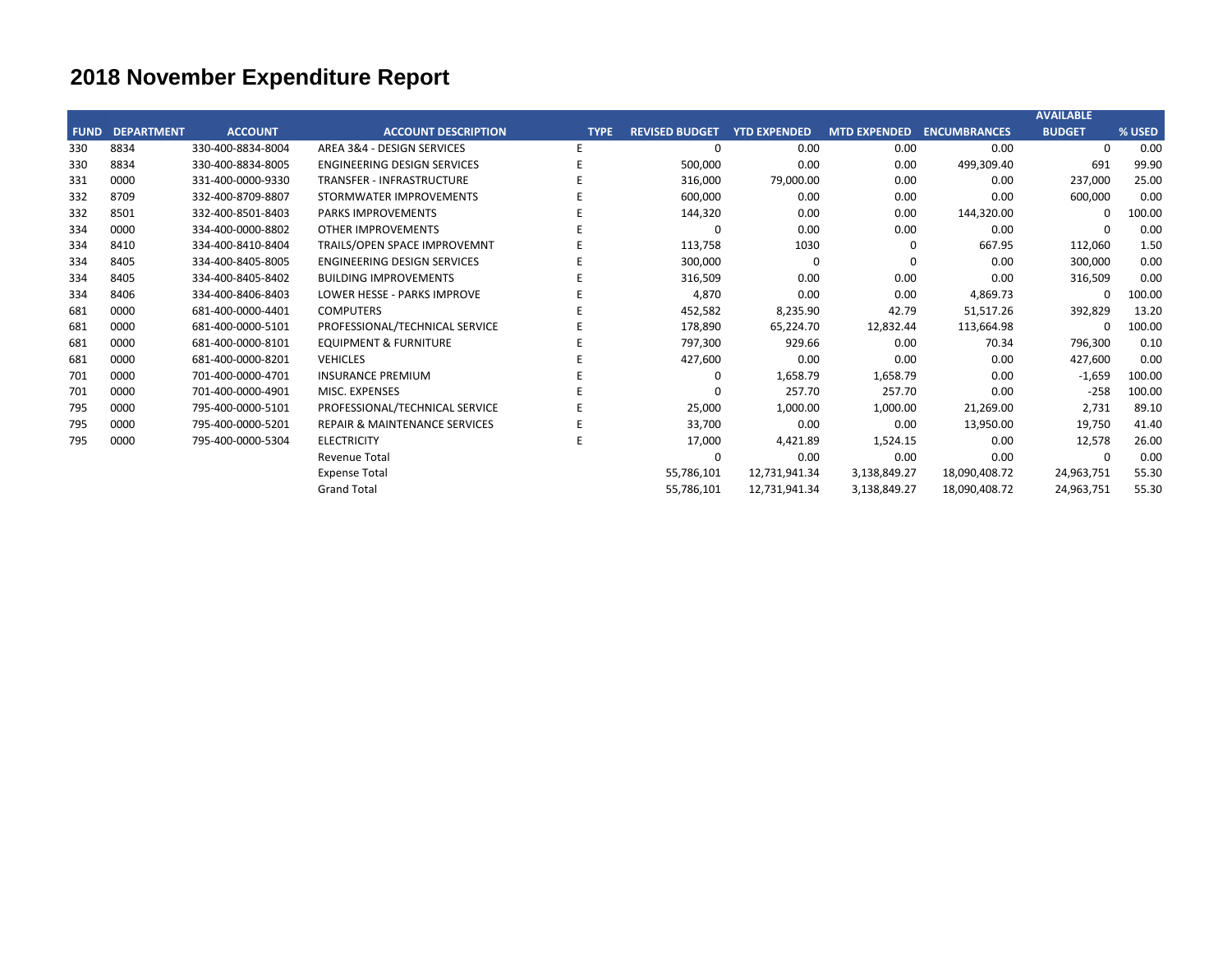# 2018 November Expenditure Report

| FUND | DEPARTMENT | ACCOUNT | ACCOUNT DESCRIPTION | TYPE | REVISED BUDGET | YTD EXPENDED | MTD EXPENDED | ENCUMBRANCES | AVAILABLE BUDGET | % USED |
|---|---|---|---|---|---|---|---|---|---|---|
| 330 | 8834 | 330-400-8834-8004 | AREA 3&4 - DESIGN SERVICES | E | 0 | 0.00 | 0.00 | 0.00 | 0 | 0.00 |
| 330 | 8834 | 330-400-8834-8005 | ENGINEERING DESIGN SERVICES | E | 500,000 | 0.00 | 0.00 | 499,309.40 | 691 | 99.90 |
| 331 | 0000 | 331-400-0000-9330 | TRANSFER - INFRASTRUCTURE | E | 316,000 | 79,000.00 | 0.00 | 0.00 | 237,000 | 25.00 |
| 332 | 8709 | 332-400-8709-8807 | STORMWATER IMPROVEMENTS | E | 600,000 | 0.00 | 0.00 | 0.00 | 600,000 | 0.00 |
| 332 | 8501 | 332-400-8501-8403 | PARKS IMPROVEMENTS | E | 144,320 | 0.00 | 0.00 | 144,320.00 | 0 | 100.00 |
| 334 | 0000 | 334-400-0000-8802 | OTHER IMPROVEMENTS | E | 0 | 0.00 | 0.00 | 0.00 | 0 | 0.00 |
| 334 | 8410 | 334-400-8410-8404 | TRAILS/OPEN SPACE IMPROVEMNT | E | 113,758 | 1030 | 0 | 667.95 | 112,060 | 1.50 |
| 334 | 8405 | 334-400-8405-8005 | ENGINEERING DESIGN SERVICES | E | 300,000 | 0 | 0 | 0.00 | 300,000 | 0.00 |
| 334 | 8405 | 334-400-8405-8402 | BUILDING IMPROVEMENTS | E | 316,509 | 0.00 | 0.00 | 0.00 | 316,509 | 0.00 |
| 334 | 8406 | 334-400-8406-8403 | LOWER HESSE - PARKS IMPROVE | E | 4,870 | 0.00 | 0.00 | 4,869.73 | 0 | 100.00 |
| 681 | 0000 | 681-400-0000-4401 | COMPUTERS | E | 452,582 | 8,235.90 | 42.79 | 51,517.26 | 392,829 | 13.20 |
| 681 | 0000 | 681-400-0000-5101 | PROFESSIONAL/TECHNICAL SERVICE | E | 178,890 | 65,224.70 | 12,832.44 | 113,664.98 | 0 | 100.00 |
| 681 | 0000 | 681-400-0000-8101 | EQUIPMENT & FURNITURE | E | 797,300 | 929.66 | 0.00 | 70.34 | 796,300 | 0.10 |
| 681 | 0000 | 681-400-0000-8201 | VEHICLES | E | 427,600 | 0.00 | 0.00 | 0.00 | 427,600 | 0.00 |
| 701 | 0000 | 701-400-0000-4701 | INSURANCE PREMIUM | E | 0 | 1,658.79 | 1,658.79 | 0.00 | -1,659 | 100.00 |
| 701 | 0000 | 701-400-0000-4901 | MISC. EXPENSES | E | 0 | 257.70 | 257.70 | 0.00 | -258 | 100.00 |
| 795 | 0000 | 795-400-0000-5101 | PROFESSIONAL/TECHNICAL SERVICE | E | 25,000 | 1,000.00 | 1,000.00 | 21,269.00 | 2,731 | 89.10 |
| 795 | 0000 | 795-400-0000-5201 | REPAIR & MAINTENANCE SERVICES | E | 33,700 | 0.00 | 0.00 | 13,950.00 | 19,750 | 41.40 |
| 795 | 0000 | 795-400-0000-5304 | ELECTRICITY | E | 17,000 | 4,421.89 | 1,524.15 | 0.00 | 12,578 | 26.00 |
| | | | Revenue Total | | 0 | 0.00 | 0.00 | 0.00 | 0 | 0.00 |
| | | | Expense Total | | 55,786,101 | 12,731,941.34 | 3,138,849.27 | 18,090,408.72 | 24,963,751 | 55.30 |
| | | | Grand Total | | 55,786,101 | 12,731,941.34 | 3,138,849.27 | 18,090,408.72 | 24,963,751 | 55.30 |